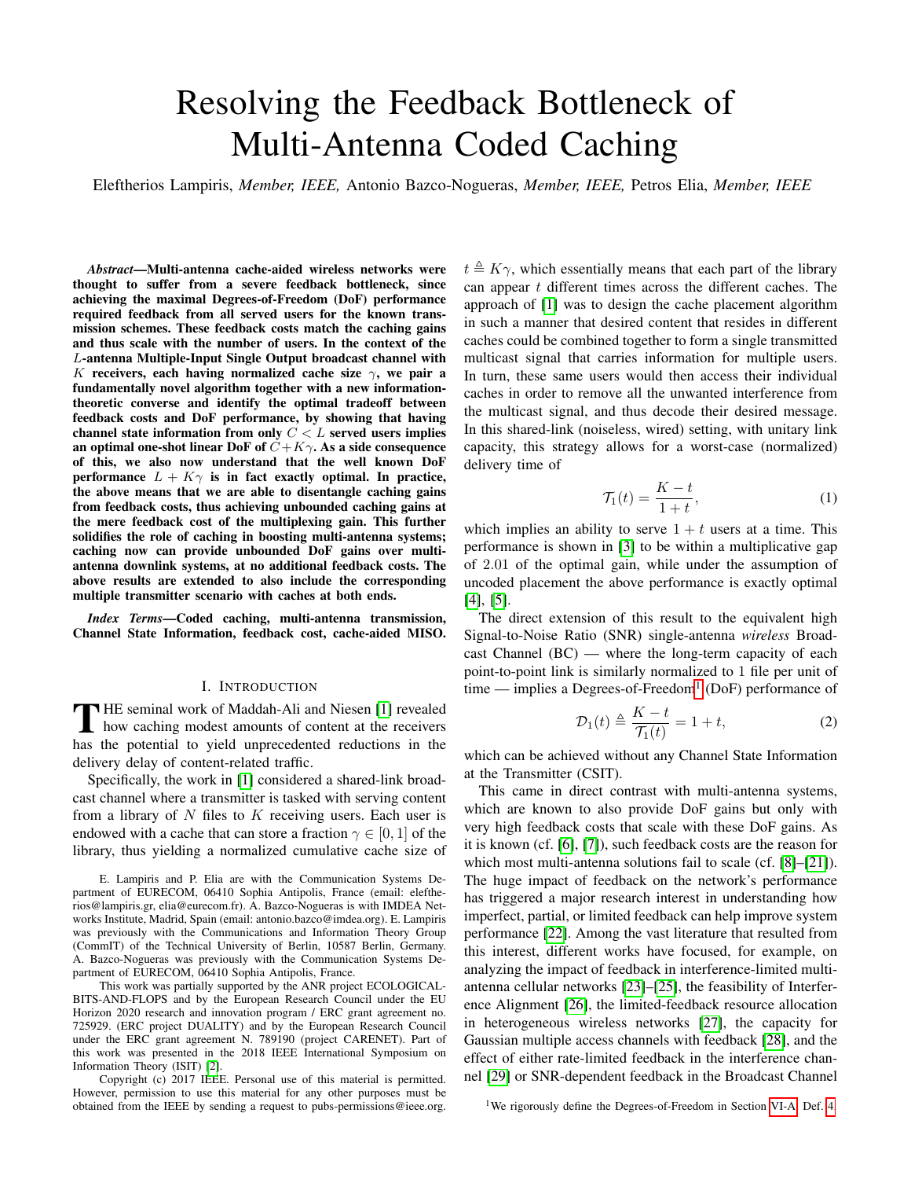# Resolving the Feedback Bottleneck of Multi-Antenna Coded Caching

Eleftherios Lampiris, *Member, IEEE,* Antonio Bazco-Nogueras, *Member, IEEE,* Petros Elia, *Member, IEEE*

***Abstract*—Multi-antenna cache-aided wireless networks were thought to suffer from a severe feedback bottleneck, since achieving the maximal Degrees-of-Freedom (DoF) performance required feedback from all served users for the known transmission schemes. These feedback costs match the caching gains and thus scale with the number of users. In the context of the $L$-antenna Multiple-Input Single Output broadcast channel with $K$ receivers, each having normalized cache size $\gamma$, we pair a fundamentally novel algorithm together with a new information-theoretic converse and identify the optimal tradeoff between feedback costs and DoF performance, by showing that having channel state information from only $C < L$ served users implies an optimal one-shot linear DoF of $C+K\gamma$. As a side consequence of this, we also now understand that the well known DoF performance $L + K\gamma$ is in fact exactly optimal. In practice, the above means that we are able to disentangle caching gains from feedback costs, thus achieving unbounded caching gains at the mere feedback cost of the multiplexing gain. This further solidifies the role of caching in boosting multi-antenna systems; caching now can provide unbounded DoF gains over multi-antenna downlink systems, at no additional feedback costs. The above results are extended to also include the corresponding multiple transmitter scenario with caches at both ends.**

***Index Terms*—Coded caching, multi-antenna transmission, Channel State Information, feedback cost, cache-aided MISO.**

## I. INTRODUCTION

THE seminal work of Maddah-Ali and Niesen [1] revealed how caching modest amounts of content at the receivers has the potential to yield unprecedented reductions in the delivery delay of content-related traffic.

Specifically, the work in [1] considered a shared-link broadcast channel where a transmitter is tasked with serving content from a library of $N$ files to $K$ receiving users. Each user is endowed with a cache that can store a fraction $\gamma \in [0, 1]$ of the library, thus yielding a normalized cumulative cache size of $t \triangleq K\gamma$, which essentially means that each part of the library can appear $t$ different times across the different caches. The approach of [1] was to design the cache placement algorithm in such a manner that desired content that resides in different caches could be combined together to form a single transmitted multicast signal that carries information for multiple users. In turn, these same users would then access their individual caches in order to remove all the unwanted interference from the multicast signal, and thus decode their desired message. In this shared-link (noiseless, wired) setting, with unitary link capacity, this strategy allows for a worst-case (normalized) delivery time of

$$\mathcal{T}_1(t) = \frac{K-t}{1+t}, \tag{1}$$

which implies an ability to serve $1+t$ users at a time. This performance is shown in [3] to be within a multiplicative gap of 2.01 of the optimal gain, while under the assumption of uncoded placement the above performance is exactly optimal [4], [5].

The direct extension of this result to the equivalent high Signal-to-Noise Ratio (SNR) single-antenna *wireless* Broadcast Channel (BC) — where the long-term capacity of each point-to-point link is similarly normalized to 1 file per unit of time — implies a Degrees-of-Freedom[1] (DoF) performance of

$$\mathcal{D}_1(t) \triangleq \frac{K-t}{\mathcal{T}_1(t)} = 1+t, \tag{2}$$

which can be achieved without any Channel State Information at the Transmitter (CSIT).

This came in direct contrast with multi-antenna systems, which are known to also provide DoF gains but only with very high feedback costs that scale with these DoF gains. As it is known (cf. [6], [7]), such feedback costs are the reason for which most multi-antenna solutions fail to scale (cf. [8]–[21]). The huge impact of feedback on the network's performance has triggered a major research interest in understanding how imperfect, partial, or limited feedback can help improve system performance [22]. Among the vast literature that resulted from this interest, different works have focused, for example, on analyzing the impact of feedback in interference-limited multi-antenna cellular networks [23]–[25], the feasibility of Interference Alignment [26], the limited-feedback resource allocation in heterogeneous wireless networks [27], the capacity for Gaussian multiple access channels with feedback [28], and the effect of either rate-limited feedback in the interference channel [29] or SNR-dependent feedback in the Broadcast Channel

E. Lampiris and P. Elia are with the Communication Systems Department of EURECOM, 06410 Sophia Antipolis, France (email: eleftherios@lampiris.gr, elia@eurecom.fr). A. Bazco-Nogueras is with IMDEA Networks Institute, Madrid, Spain (email: antonio.bazco@imdea.org). E. Lampiris was previously with the Communications and Information Theory Group (CommIT) of the Technical University of Berlin, 10587 Berlin, Germany. A. Bazco-Nogueras was previously with the Communication Systems Department of EURECOM, 06410 Sophia Antipolis, France.

This work was partially supported by the ANR project ECOLOGICAL-BITS-AND-FLOPS and by the European Research Council under the EU Horizon 2020 research and innovation program / ERC grant agreement no. 725929. (ERC project DUALITY) and by the European Research Council under the ERC grant agreement N. 789190 (project CARENET). Part of this work was presented in the 2018 IEEE International Symposium on Information Theory (ISIT) [2].

Copyright (c) 2017 IEEE. Personal use of this material is permitted. However, permission to use this material for any other purposes must be obtained from the IEEE by sending a request to pubs-permissions@ieee.org.

[1] We rigorously define the Degrees-of-Freedom in Section VI-A, Def. 4.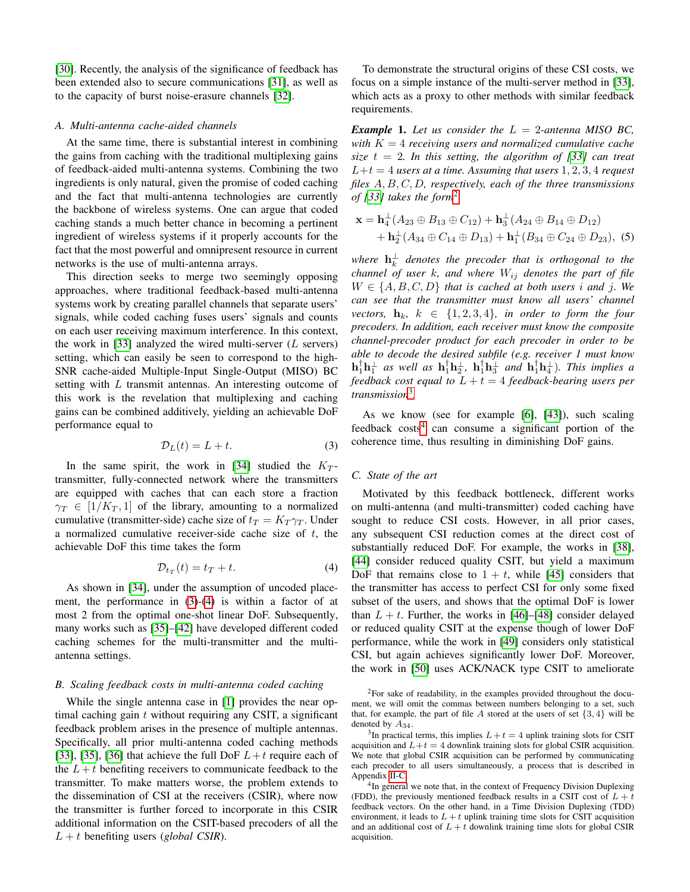[30]. Recently, the analysis of the significance of feedback has been extended also to secure communications [31], as well as to the capacity of burst noise-erasure channels [32].

### A. Multi-antenna cache-aided channels

At the same time, there is substantial interest in combining the gains from caching with the traditional multiplexing gains of feedback-aided multi-antenna systems. Combining the two ingredients is only natural, given the promise of coded caching and the fact that multi-antenna technologies are currently the backbone of wireless systems. One can argue that coded caching stands a much better chance in becoming a pertinent ingredient of wireless systems if it properly accounts for the fact that the most powerful and omnipresent resource in current networks is the use of multi-antenna arrays.

This direction seeks to merge two seemingly opposing approaches, where traditional feedback-based multi-antenna systems work by creating parallel channels that separate users' signals, while coded caching fuses users' signals and counts on each user receiving maximum interference. In this context, the work in [33] analyzed the wired multi-server ($L$ servers) setting, which can easily be seen to correspond to the high-SNR cache-aided Multiple-Input Single-Output (MISO) BC setting with $L$ transmit antennas. An interesting outcome of this work is the revelation that multiplexing and caching gains can be combined additively, yielding an achievable DoF performance equal to

$$\mathcal{D}_L(t) = L + t. \tag{3}$$

In the same spirit, the work in [34] studied the $K_T$-transmitter, fully-connected network where the transmitters are equipped with caches that can each store a fraction $\gamma_T \in [1/K_T, 1]$ of the library, amounting to a normalized cumulative (transmitter-side) cache size of $t_T = K_T\gamma_T$. Under a normalized cumulative receiver-side cache size of $t$, the achievable DoF this time takes the form

$$\mathcal{D}_{t_T}(t) = t_T + t. \tag{4}$$

As shown in [34], under the assumption of uncoded placement, the performance in (3)-(4) is within a factor of at most 2 from the optimal one-shot linear DoF. Subsequently, many works such as [35]–[42] have developed different coded caching schemes for the multi-transmitter and the multi-antenna settings.

### B. Scaling feedback costs in multi-antenna coded caching

While the single antenna case in [1] provides the near optimal caching gain $t$ without requiring any CSIT, a significant feedback problem arises in the presence of multiple antennas. Specifically, all prior multi-antenna coded caching methods [33], [35], [36] that achieve the full DoF $L+t$ require each of the $L+t$ benefiting receivers to communicate feedback to the transmitter. To make matters worse, the problem extends to the dissemination of CSI at the receivers (CSIR), where now the transmitter is further forced to incorporate in this CSIR additional information on the CSIT-based precoders of all the $L+t$ benefiting users (*global CSIR*).

To demonstrate the structural origins of these CSI costs, we focus on a simple instance of the multi-server method in [33], which acts as a proxy to other methods with similar feedback requirements.

***Example* 1.** *Let us consider the $L = 2$-antenna MISO BC, with $K = 4$ receiving users and normalized cumulative cache size $t = 2$. In this setting, the algorithm of [33] can treat $L+t = 4$ users at a time. Assuming that users $1, 2, 3, 4$ request files $A, B, C, D$, respectively, each of the three transmissions of [33] takes the form*[2]

$$\begin{aligned}\mathbf{x} = \mathbf{h}_4^{\perp}(A_{23} \oplus B_{13} \oplus C_{12}) + \mathbf{h}_3^{\perp}(A_{24} \oplus B_{14} \oplus D_{12}) \\ + \mathbf{h}_2^{\perp}(A_{34} \oplus C_{14} \oplus D_{13}) + \mathbf{h}_1^{\perp}(B_{34} \oplus C_{24} \oplus D_{23}),\end{aligned} \tag{5}$$

*where $\mathbf{h}_k^{\perp}$ denotes the precoder that is orthogonal to the channel of user $k$, and where $W_{ij}$ denotes the part of file $W \in \{A, B, C, D\}$ that is cached at both users $i$ and $j$. We can see that the transmitter must know all users' channel vectors, $\mathbf{h}_k$, $k \in \{1, 2, 3, 4\}$, in order to form the four precoders. In addition, each receiver must know the composite channel-precoder product for each precoder in order to be able to decode the desired subfile (e.g. receiver 1 must know $\mathbf{h}_1^{\dagger}\mathbf{h}_1^{\perp}$ as well as $\mathbf{h}_1^{\dagger}\mathbf{h}_2^{\perp}$, $\mathbf{h}_1^{\dagger}\mathbf{h}_3^{\perp}$ and $\mathbf{h}_1^{\dagger}\mathbf{h}_4^{\perp}$). This implies a feedback cost equal to $L + t = 4$ feedback-bearing users per transmission*[3].

As we know (see for example [6], [43]), such scaling feedback costs[4] can consume a significant portion of the coherence time, thus resulting in diminishing DoF gains.

### C. State of the art

Motivated by this feedback bottleneck, different works on multi-antenna (and multi-transmitter) coded caching have sought to reduce CSI costs. However, in all prior cases, any subsequent CSI reduction comes at the direct cost of substantially reduced DoF. For example, the works in [38], [44] consider reduced quality CSIT, but yield a maximum DoF that remains close to $1 + t$, while [45] considers that the transmitter has access to perfect CSI for only some fixed subset of the users, and shows that the optimal DoF is lower than $L + t$. Further, the works in [46]–[48] consider delayed or reduced quality CSIT at the expense though of lower DoF performance, while the work in [49] considers only statistical CSI, but again achieves significantly lower DoF. Moreover, the work in [50] uses ACK/NACK type CSIT to ameliorate

[2] For sake of readability, in the examples provided throughout the document, we will omit the commas between numbers belonging to a set, such that, for example, the part of file $A$ stored at the users of set $\{3, 4\}$ will be denoted by $A_{34}$.

[3] In practical terms, this implies $L+t = 4$ uplink training slots for CSIT acquisition and $L+t = 4$ downlink training slots for global CSIR acquisition. We note that global CSIR acquisition can be performed by communicating each precoder to all users simultaneously, a process that is described in Appendix II-C.

[4] In general we note that, in the context of Frequency Division Duplexing (FDD), the previously mentioned feedback results in a CSIT cost of $L + t$ feedback vectors. On the other hand, in a Time Division Duplexing (TDD) environment, it leads to $L + t$ uplink training time slots for CSIT acquisition and an additional cost of $L + t$ downlink training time slots for global CSIR acquisition.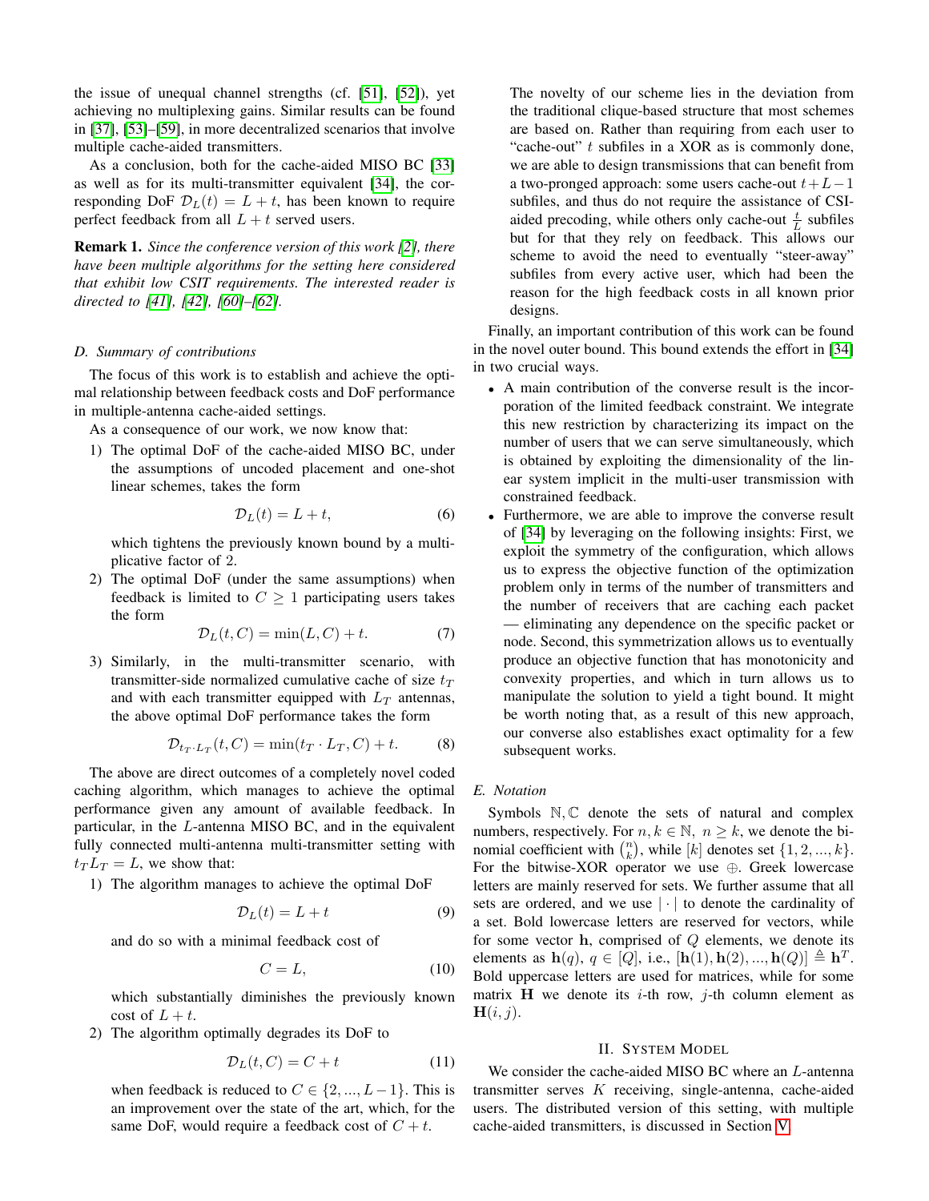the issue of unequal channel strengths (cf. [51], [52]), yet achieving no multiplexing gains. Similar results can be found in [37], [53]–[59], in more decentralized scenarios that involve multiple cache-aided transmitters.

As a conclusion, both for the cache-aided MISO BC [33] as well as for its multi-transmitter equivalent [34], the corresponding DoF $\mathcal{D}_L(t) = L + t$, has been known to require perfect feedback from all $L + t$ served users.

**Remark 1.** *Since the conference version of this work [2], there have been multiple algorithms for the setting here considered that exhibit low CSIT requirements. The interested reader is directed to [41], [42], [60]–[62].*

### D. Summary of contributions

The focus of this work is to establish and achieve the optimal relationship between feedback costs and DoF performance in multiple-antenna cache-aided settings.

As a consequence of our work, we now know that:

1) The optimal DoF of the cache-aided MISO BC, under the assumptions of uncoded placement and one-shot linear schemes, takes the form

$$\mathcal{D}_L(t) = L + t, \tag{6}$$

which tightens the previously known bound by a multiplicative factor of 2.

2) The optimal DoF (under the same assumptions) when feedback is limited to $C \geq 1$ participating users takes the form

$$\mathcal{D}_L(t, C) = \min(L, C) + t. \tag{7}$$

3) Similarly, in the multi-transmitter scenario, with transmitter-side normalized cumulative cache of size $t_T$ and with each transmitter equipped with $L_T$ antennas, the above optimal DoF performance takes the form

$$\mathcal{D}_{t_T \cdot L_T}(t, C) = \min(t_T \cdot L_T, C) + t. \tag{8}$$

The above are direct outcomes of a completely novel coded caching algorithm, which manages to achieve the optimal performance given any amount of available feedback. In particular, in the $L$-antenna MISO BC, and in the equivalent fully connected multi-antenna multi-transmitter setting with $t_T L_T = L$, we show that:

1) The algorithm manages to achieve the optimal DoF

$$\mathcal{D}_L(t) = L + t \tag{9}$$

and do so with a minimal feedback cost of

$$C = L, \tag{10}$$

which substantially diminishes the previously known cost of $L + t$.

2) The algorithm optimally degrades its DoF to

$$\mathcal{D}_L(t, C) = C + t \tag{11}$$

when feedback is reduced to $C \in \{2, ..., L-1\}$. This is an improvement over the state of the art, which, for the same DoF, would require a feedback cost of $C + t$.

The novelty of our scheme lies in the deviation from the traditional clique-based structure that most schemes are based on. Rather than requiring from each user to "cache-out" $t$ subfiles in a XOR as is commonly done, we are able to design transmissions that can benefit from a two-pronged approach: some users cache-out $t+L-1$ subfiles, and thus do not require the assistance of CSI-aided precoding, while others only cache-out $\frac{t}{L}$ subfiles but for that they rely on feedback. This allows our scheme to avoid the need to eventually "steer-away" subfiles from every active user, which had been the reason for the high feedback costs in all known prior designs.

Finally, an important contribution of this work can be found in the novel outer bound. This bound extends the effort in [34] in two crucial ways.

- A main contribution of the converse result is the incorporation of the limited feedback constraint. We integrate this new restriction by characterizing its impact on the number of users that we can serve simultaneously, which is obtained by exploiting the dimensionality of the linear system implicit in the multi-user transmission with constrained feedback.
- Furthermore, we are able to improve the converse result of [34] by leveraging on the following insights: First, we exploit the symmetry of the configuration, which allows us to express the objective function of the optimization problem only in terms of the number of transmitters and the number of receivers that are caching each packet — eliminating any dependence on the specific packet or node. Second, this symmetrization allows us to eventually produce an objective function that has monotonicity and convexity properties, and which in turn allows us to manipulate the solution to yield a tight bound. It might be worth noting that, as a result of this new approach, our converse also establishes exact optimality for a few subsequent works.

### E. Notation

Symbols $\mathbb{N}, \mathbb{C}$ denote the sets of natural and complex numbers, respectively. For $n, k \in \mathbb{N},\ n \geq k$, we denote the binomial coefficient with $\binom{n}{k}$, while $[k]$ denotes set $\{1, 2, ..., k\}$. For the bitwise-XOR operator we use $\oplus$. Greek lowercase letters are mainly reserved for sets. We further assume that all sets are ordered, and we use $|\cdot|$ to denote the cardinality of a set. Bold lowercase letters are reserved for vectors, while for some vector $\mathbf{h}$, comprised of $Q$ elements, we denote its elements as $\mathbf{h}(q)$, $q \in [Q]$, i.e., $[\mathbf{h}(1), \mathbf{h}(2), ..., \mathbf{h}(Q)] \triangleq \mathbf{h}^T$. Bold uppercase letters are used for matrices, while for some matrix $\mathbf{H}$ we denote its $i$-th row, $j$-th column element as $\mathbf{H}(i, j)$.

## II. System Model

We consider the cache-aided MISO BC where an $L$-antenna transmitter serves $K$ receiving, single-antenna, cache-aided users. The distributed version of this setting, with multiple cache-aided transmitters, is discussed in Section V.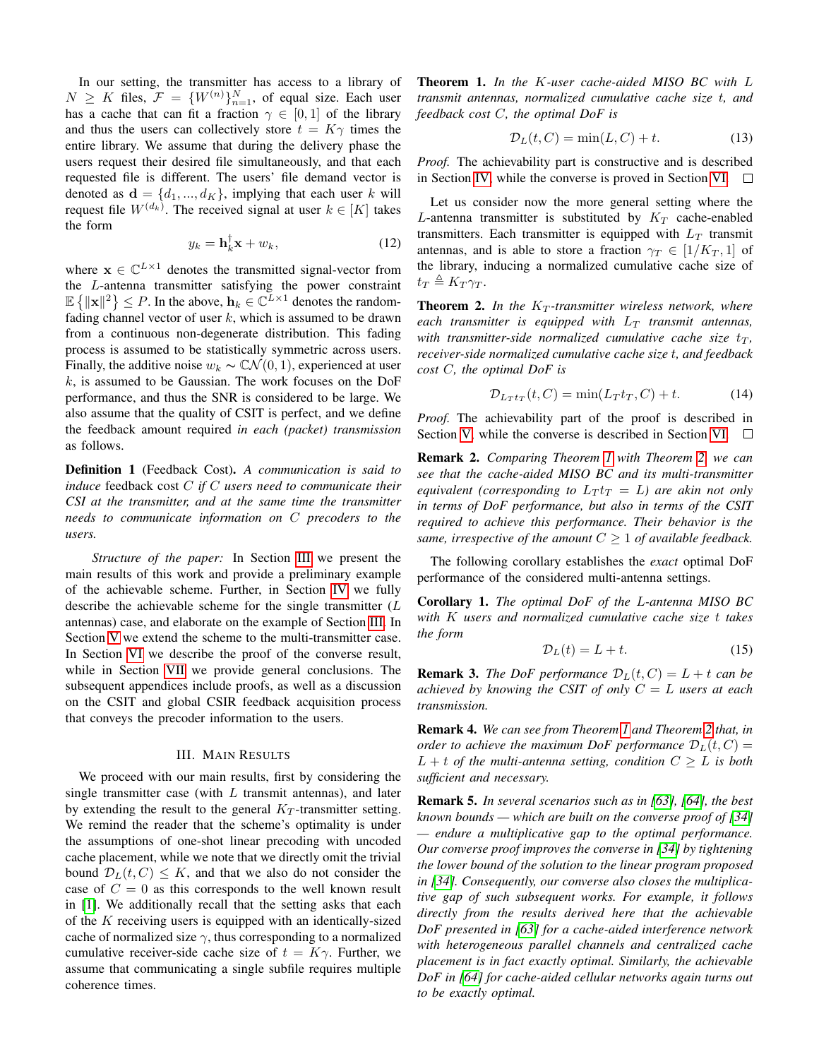In our setting, the transmitter has access to a library of $N \geq K$ files, $\mathcal{F} = \{W^{(n)}\}_{n=1}^{N}$, of equal size. Each user has a cache that can fit a fraction $\gamma \in [0, 1]$ of the library and thus the users can collectively store $t = K\gamma$ times the entire library. We assume that during the delivery phase the users request their desired file simultaneously, and that each requested file is different. The users' file demand vector is denoted as $\mathbf{d} = \{d_1, ..., d_K\}$, implying that each user $k$ will request file $W^{(d_k)}$. The received signal at user $k \in [K]$ takes the form

$$y_k = \mathbf{h}_k^{\dagger}\mathbf{x} + w_k, \tag{12}$$

where $\mathbf{x} \in \mathbb{C}^{L\times 1}$ denotes the transmitted signal-vector from the $L$-antenna transmitter satisfying the power constraint $\mathbb{E}\left\{\|\mathbf{x}\|^2\right\} \leq P$. In the above, $\mathbf{h}_k \in \mathbb{C}^{L\times 1}$ denotes the random-fading channel vector of user $k$, which is assumed to be drawn from a continuous non-degenerate distribution. This fading process is assumed to be statistically symmetric across users. Finally, the additive noise $w_k \sim \mathbb{C}\mathcal{N}(0, 1)$, experienced at user $k$, is assumed to be Gaussian. The work focuses on the DoF performance, and thus the SNR is considered to be large. We also assume that the quality of CSIT is perfect, and we define the feedback amount required *in each (packet) transmission* as follows.

**Definition 1** (Feedback Cost). *A communication is said to induce* feedback cost $C$ *if $C$ users need to communicate their CSI at the transmitter, and at the same time the transmitter needs to communicate information on $C$ precoders to the users.*

*Structure of the paper:* In Section III we present the main results of this work and provide a preliminary example of the achievable scheme. Further, in Section IV we fully describe the achievable scheme for the single transmitter ($L$ antennas) case, and elaborate on the example of Section III. In Section V we extend the scheme to the multi-transmitter case. In Section VI we describe the proof of the converse result, while in Section VII we provide general conclusions. The subsequent appendices include proofs, as well as a discussion on the CSIT and global CSIR feedback acquisition process that conveys the precoder information to the users.

## III. Main Results

We proceed with our main results, first by considering the single transmitter case (with $L$ transmit antennas), and later by extending the result to the general $K_T$-transmitter setting. We remind the reader that the scheme's optimality is under the assumptions of one-shot linear precoding with uncoded cache placement, while we note that we directly omit the trivial bound $\mathcal{D}_L(t, C) \leq K$, and that we also do not consider the case of $C = 0$ as this corresponds to the well known result in [1]. We additionally recall that the setting asks that each of the $K$ receiving users is equipped with an identically-sized cache of normalized size $\gamma$, thus corresponding to a normalized cumulative receiver-side cache size of $t = K\gamma$. Further, we assume that communicating a single subfile requires multiple coherence times.

**Theorem 1.** *In the $K$-user cache-aided MISO BC with $L$ transmit antennas, normalized cumulative cache size $t$, and feedback cost $C$, the optimal DoF is*

$$\mathcal{D}_L(t, C) = \min(L, C) + t. \tag{13}$$

*Proof.* The achievability part is constructive and is described in Section IV, while the converse is proved in Section VI. □

Let us consider now the more general setting where the $L$-antenna transmitter is substituted by $K_T$ cache-enabled transmitters. Each transmitter is equipped with $L_T$ transmit antennas, and is able to store a fraction $\gamma_T \in [1/K_T, 1]$ of the library, inducing a normalized cumulative cache size of $t_T \triangleq K_T\gamma_T$.

**Theorem 2.** *In the $K_T$-transmitter wireless network, where each transmitter is equipped with $L_T$ transmit antennas, with transmitter-side normalized cumulative cache size $t_T$, receiver-side normalized cumulative cache size $t$, and feedback cost $C$, the optimal DoF is*

$$\mathcal{D}_{L_T t_T}(t, C) = \min(L_T t_T, C) + t. \tag{14}$$

*Proof.* The achievability part of the proof is described in Section V, while the converse is described in Section VI. □

**Remark 2.** *Comparing Theorem 1 with Theorem 2, we can see that the cache-aided MISO BC and its multi-transmitter equivalent (corresponding to $L_T t_T = L$) are akin not only in terms of DoF performance, but also in terms of the CSIT required to achieve this performance. Their behavior is the same, irrespective of the amount $C \geq 1$ of available feedback.*

The following corollary establishes the *exact* optimal DoF performance of the considered multi-antenna settings.

**Corollary 1.** *The optimal DoF of the $L$-antenna MISO BC with $K$ users and normalized cumulative cache size $t$ takes the form*

$$\mathcal{D}_L(t) = L + t. \tag{15}$$

**Remark 3.** *The DoF performance $\mathcal{D}_L(t, C) = L + t$ can be achieved by knowing the CSIT of only $C = L$ users at each transmission.*

**Remark 4.** *We can see from Theorem 1 and Theorem 2 that, in order to achieve the maximum DoF performance $\mathcal{D}_L(t, C) = L + t$ of the multi-antenna setting, condition $C \geq L$ is both sufficient and necessary.*

**Remark 5.** *In several scenarios such as in [63], [64], the best known bounds — which are built on the converse proof of [34] — endure a multiplicative gap to the optimal performance. Our converse proof improves the converse in [34] by tightening the lower bound of the solution to the linear program proposed in [34]. Consequently, our converse also closes the multiplicative gap of such subsequent works. For example, it follows directly from the results derived here that the achievable DoF presented in [63] for a cache-aided interference network with heterogeneous parallel channels and centralized cache placement is in fact exactly optimal. Similarly, the achievable DoF in [64] for cache-aided cellular networks again turns out to be exactly optimal.*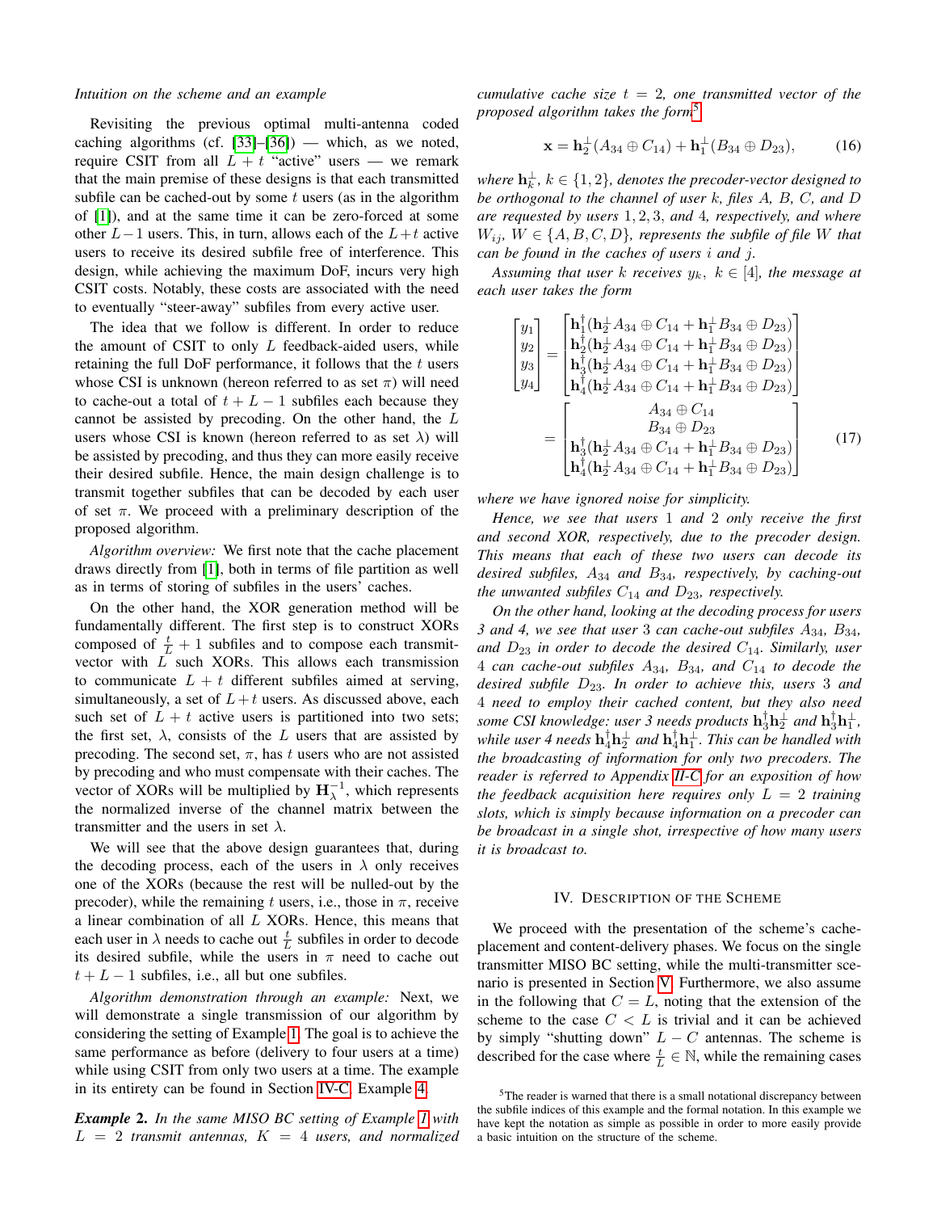*Intuition on the scheme and an example*

Revisiting the previous optimal multi-antenna coded caching algorithms (cf. [33]–[36]) — which, as we noted, require CSIT from all $L+t$ "active" users — we remark that the main premise of these designs is that each transmitted subfile can be cached-out by some $t$ users (as in the algorithm of [1]), and at the same time it can be zero-forced at some other $L-1$ users. This, in turn, allows each of the $L+t$ active users to receive its desired subfile free of interference. This design, while achieving the maximum DoF, incurs very high CSIT costs. Notably, these costs are associated with the need to eventually "steer-away" subfiles from every active user.

The idea that we follow is different. In order to reduce the amount of CSIT to only $L$ feedback-aided users, while retaining the full DoF performance, it follows that the $t$ users whose CSI is unknown (hereon referred to as set $\pi$) will need to cache-out a total of $t+L-1$ subfiles each because they cannot be assisted by precoding. On the other hand, the $L$ users whose CSI is known (hereon referred to as set $\lambda$) will be assisted by precoding, and thus they can more easily receive their desired subfile. Hence, the main design challenge is to transmit together subfiles that can be decoded by each user of set $\pi$. We proceed with a preliminary description of the proposed algorithm.

*Algorithm overview:* We first note that the cache placement draws directly from [1], both in terms of file partition as well as in terms of storing of subfiles in the users' caches.

On the other hand, the XOR generation method will be fundamentally different. The first step is to construct XORs composed of $\frac{t}{L}+1$ subfiles and to compose each transmit-vector with $L$ such XORs. This allows each transmission to communicate $L+t$ different subfiles aimed at serving, simultaneously, a set of $L+t$ users. As discussed above, each such set of $L+t$ active users is partitioned into two sets; the first set, $\lambda$, consists of the $L$ users that are assisted by precoding. The second set, $\pi$, has $t$ users who are not assisted by precoding and who must compensate with their caches. The vector of XORs will be multiplied by $\mathbf{H}_{\lambda}^{-1}$, which represents the normalized inverse of the channel matrix between the transmitter and the users in set $\lambda$.

We will see that the above design guarantees that, during the decoding process, each of the users in $\lambda$ only receives one of the XORs (because the rest will be nulled-out by the precoder), while the remaining $t$ users, i.e., those in $\pi$, receive a linear combination of all $L$ XORs. Hence, this means that each user in $\lambda$ needs to cache out $\frac{t}{L}$ subfiles in order to decode its desired subfile, while the users in $\pi$ need to cache out $t+L-1$ subfiles, i.e., all but one subfiles.

*Algorithm demonstration through an example:* Next, we will demonstrate a single transmission of our algorithm by considering the setting of Example 1. The goal is to achieve the same performance as before (delivery to four users at a time) while using CSIT from only two users at a time. The example in its entirety can be found in Section IV-C, Example 4.

***Example 2.*** *In the same MISO BC setting of Example 1 with $L=2$ transmit antennas, $K=4$ users, and normalized cumulative cache size $t=2$, one transmitted vector of the proposed algorithm takes the form*[5]

$$\mathbf{x} = \mathbf{h}_2^{\perp}(A_{34} \oplus C_{14}) + \mathbf{h}_1^{\perp}(B_{34} \oplus D_{23}), \tag{16}$$

*where $\mathbf{h}_k^{\perp}$, $k \in \{1,2\}$, denotes the precoder-vector designed to be orthogonal to the channel of user $k$, files $A$, $B$, $C$, and $D$ are requested by users $1,2,3$, and $4$, respectively, and where $W_{ij}$, $W \in \{A,B,C,D\}$, represents the subfile of file $W$ that can be found in the caches of users $i$ and $j$.*

*Assuming that user $k$ receives $y_k$, $k \in [4]$, the message at each user takes the form*

$$\begin{bmatrix} y_1 \\ y_2 \\ y_3 \\ y_4 \end{bmatrix} = \begin{bmatrix} \mathbf{h}_1^{\dagger}(\mathbf{h}_2^{\perp} A_{34} \oplus C_{14} + \mathbf{h}_1^{\perp} B_{34} \oplus D_{23}) \\ \mathbf{h}_2^{\dagger}(\mathbf{h}_2^{\perp} A_{34} \oplus C_{14} + \mathbf{h}_1^{\perp} B_{34} \oplus D_{23}) \\ \mathbf{h}_3^{\dagger}(\mathbf{h}_2^{\perp} A_{34} \oplus C_{14} + \mathbf{h}_1^{\perp} B_{34} \oplus D_{23}) \\ \mathbf{h}_4^{\dagger}(\mathbf{h}_2^{\perp} A_{34} \oplus C_{14} + \mathbf{h}_1^{\perp} B_{34} \oplus D_{23}) \end{bmatrix} = \begin{bmatrix} A_{34} \oplus C_{14} \\ B_{34} \oplus D_{23} \\ \mathbf{h}_3^{\dagger}(\mathbf{h}_2^{\perp} A_{34} \oplus C_{14} + \mathbf{h}_1^{\perp} B_{34} \oplus D_{23}) \\ \mathbf{h}_4^{\dagger}(\mathbf{h}_2^{\perp} A_{34} \oplus C_{14} + \mathbf{h}_1^{\perp} B_{34} \oplus D_{23}) \end{bmatrix} \tag{17}$$

*where we have ignored noise for simplicity.*

*Hence, we see that users 1 and 2 only receive the first and second XOR, respectively, due to the precoder design. This means that each of these two users can decode its desired subfiles, $A_{34}$ and $B_{34}$, respectively, by caching-out the unwanted subfiles $C_{14}$ and $D_{23}$, respectively.*

*On the other hand, looking at the decoding process for users 3 and 4, we see that user 3 can cache-out subfiles $A_{34}$, $B_{34}$, and $D_{23}$ in order to decode the desired $C_{14}$. Similarly, user 4 can cache-out subfiles $A_{34}$, $B_{34}$, and $C_{14}$ to decode the desired subfile $D_{23}$. In order to achieve this, users 3 and 4 need to employ their cached content, but they also need some CSI knowledge: user 3 needs products $\mathbf{h}_3^{\dagger}\mathbf{h}_2^{\perp}$ and $\mathbf{h}_3^{\dagger}\mathbf{h}_1^{\perp}$, while user 4 needs $\mathbf{h}_4^{\dagger}\mathbf{h}_2^{\perp}$ and $\mathbf{h}_4^{\dagger}\mathbf{h}_1^{\perp}$. This can be handled with the broadcasting of information for only two precoders. The reader is referred to Appendix II-C for an exposition of how the feedback acquisition here requires only $L=2$ training slots, which is simply because information on a precoder can be broadcast in a single shot, irrespective of how many users it is broadcast to.*

## IV. Description of the Scheme

We proceed with the presentation of the scheme's cache-placement and content-delivery phases. We focus on the single transmitter MISO BC setting, while the multi-transmitter scenario is presented in Section V. Furthermore, we also assume in the following that $C=L$, noting that the extension of the scheme to the case $C<L$ is trivial and it can be achieved by simply "shutting down" $L-C$ antennas. The scheme is described for the case where $\frac{t}{L} \in \mathbb{N}$, while the remaining cases

[5] The reader is warned that there is a small notational discrepancy between the subfile indices of this example and the formal notation. In this example we have kept the notation as simple as possible in order to more easily provide a basic intuition on the structure of the scheme.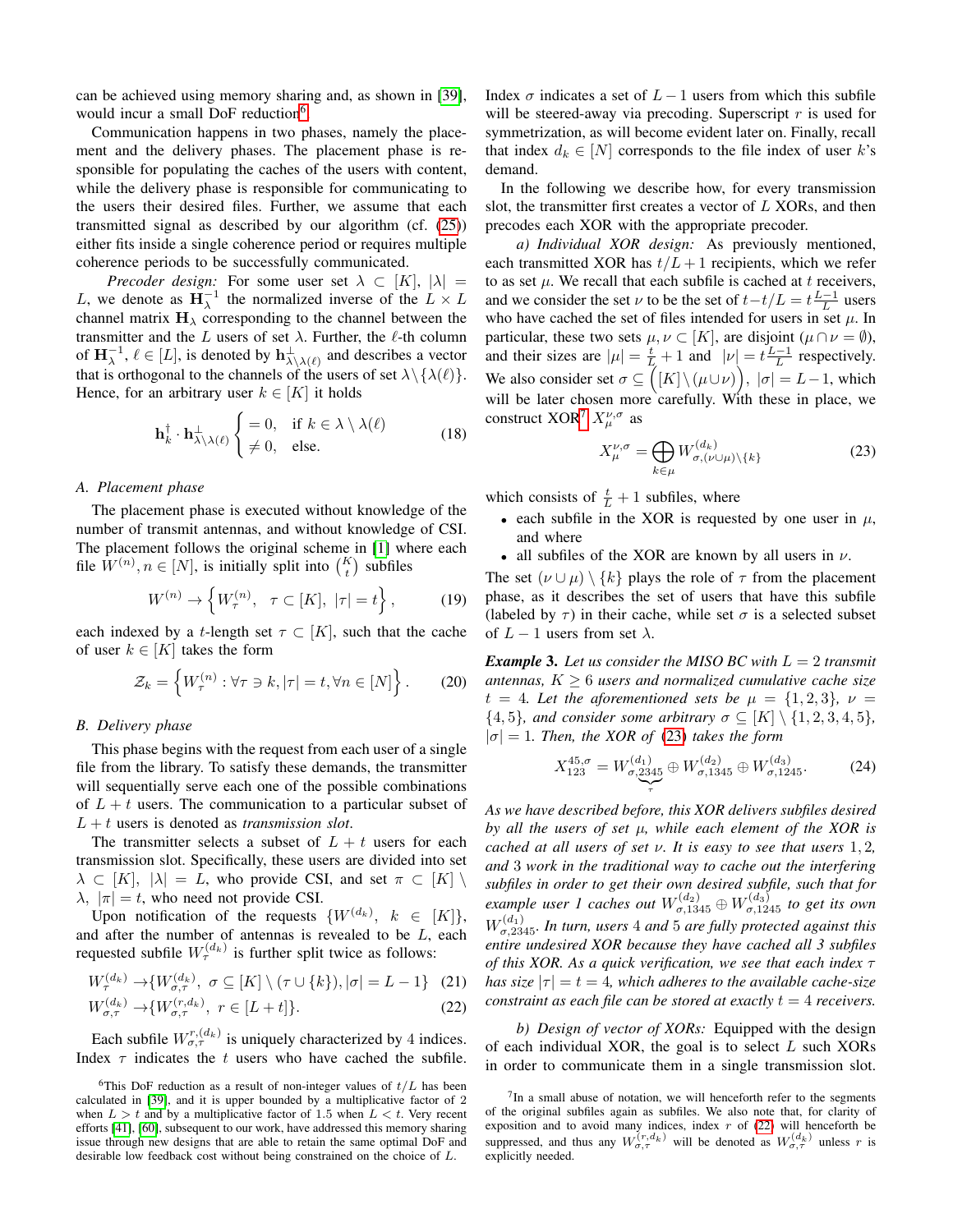can be achieved using memory sharing and, as shown in [39], would incur a small DoF reduction[6].

Communication happens in two phases, namely the placement and the delivery phases. The placement phase is responsible for populating the caches of the users with content, while the delivery phase is responsible for communicating to the users their desired files. Further, we assume that each transmitted signal as described by our algorithm (cf. (25)) either fits inside a single coherence period or requires multiple coherence periods to be successfully communicated.

*Precoder design:* For some user set $\lambda \subset [K]$, $|\lambda| = L$, we denote as $\mathbf{H}_\lambda^{-1}$ the normalized inverse of the $L \times L$ channel matrix $\mathbf{H}_\lambda$ corresponding to the channel between the transmitter and the $L$ users of set $\lambda$. Further, the $\ell$-th column of $\mathbf{H}_\lambda^{-1}$, $\ell \in [L]$, is denoted by $\mathbf{h}^{\perp}_{\lambda\setminus\lambda(\ell)}$ and describes a vector that is orthogonal to the channels of the users of set $\lambda\setminus\{\lambda(\ell)\}$. Hence, for an arbitrary user $k \in [K]$ it holds

$$\mathbf{h}_k^{\dagger} \cdot \mathbf{h}^{\perp}_{\lambda\setminus\lambda(\ell)} \begin{cases} = 0, & \text{if } k \in \lambda \setminus \lambda(\ell) \\ \neq 0, & \text{else.} \end{cases} \tag{18}$$

### A. Placement phase

The placement phase is executed without knowledge of the number of transmit antennas, and without knowledge of CSI. The placement follows the original scheme in [1] where each file $W^{(n)}, n \in [N]$, is initially split into $\binom{K}{t}$ subfiles

$$W^{(n)} \rightarrow \left\{ W^{(n)}_\tau, \;\; \tau \subset [K],\; |\tau| = t \right\}, \tag{19}$$

each indexed by a $t$-length set $\tau \subset [K]$, such that the cache of user $k \in [K]$ takes the form

$$\mathcal{Z}_k = \left\{ W^{(n)}_\tau : \forall \tau \ni k, |\tau| = t, \forall n \in [N] \right\}. \tag{20}$$

### B. Delivery phase

This phase begins with the request from each user of a single file from the library. To satisfy these demands, the transmitter will sequentially serve each one of the possible combinations of $L+t$ users. The communication to a particular subset of $L+t$ users is denoted as *transmission slot*.

The transmitter selects a subset of $L+t$ users for each transmission slot. Specifically, these users are divided into set $\lambda \subset [K]$, $|\lambda| = L$, who provide CSI, and set $\pi \subset [K] \setminus \lambda$, $|\pi| = t$, who need not provide CSI.

Upon notification of the requests $\{W^{(d_k)},\; k \in [K]\}$, and after the number of antennas is revealed to be $L$, each requested subfile $W^{(d_k)}_\tau$ is further split twice as follows:

$$W^{(d_k)}_\tau \rightarrow \{W^{(d_k)}_{\sigma,\tau},\;\; \sigma \subseteq [K] \setminus (\tau \cup \{k\}), |\sigma| = L-1\} \tag{21}$$

$$W^{(d_k)}_{\sigma,\tau} \rightarrow \{W^{(r,d_k)}_{\sigma,\tau},\;\; r \in [L+t]\}. \tag{22}$$

Each subfile $W^{r,(d_k)}_{\sigma,\tau}$ is uniquely characterized by 4 indices. Index $\tau$ indicates the $t$ users who have cached the subfile. Index $\sigma$ indicates a set of $L-1$ users from which this subfile will be steered-away via precoding. Superscript $r$ is used for symmetrization, as will become evident later on. Finally, recall that index $d_k \in [N]$ corresponds to the file index of user $k$'s demand.

In the following we describe how, for every transmission slot, the transmitter first creates a vector of $L$ XORs, and then precodes each XOR with the appropriate precoder.

*a) Individual XOR design:* As previously mentioned, each transmitted XOR has $t/L+1$ recipients, which we refer to as set $\mu$. We recall that each subfile is cached at $t$ receivers, and we consider the set $\nu$ to be the set of $t - t/L = t\frac{L-1}{L}$ users who have cached the set of files intended for users in set $\mu$. In particular, these two sets $\mu, \nu \subset [K]$, are disjoint ($\mu \cap \nu = \emptyset$), and their sizes are $|\mu| = \frac{t}{L}+1$ and $|\nu| = t\frac{L-1}{L}$ respectively. We also consider set $\sigma \subseteq \Big([K] \setminus (\mu \cup \nu)\Big)$, $|\sigma| = L-1$, which will be later chosen more carefully. With these in place, we construct XOR[7] $X^{\nu,\sigma}_\mu$ as

$$X^{\nu,\sigma}_\mu = \bigoplus_{k \in \mu} W^{(d_k)}_{\sigma,(\nu\cup\mu)\setminus\{k\}} \tag{23}$$

which consists of $\frac{t}{L}+1$ subfiles, where

- each subfile in the XOR is requested by one user in $\mu$, and where
- all subfiles of the XOR are known by all users in $\nu$.

The set $(\nu \cup \mu) \setminus \{k\}$ plays the role of $\tau$ from the placement phase, as it describes the set of users that have this subfile (labeled by $\tau$) in their cache, while set $\sigma$ is a selected subset of $L-1$ users from set $\lambda$.

***Example 3.*** *Let us consider the MISO BC with $L = 2$ transmit antennas, $K \geq 6$ users and normalized cumulative cache size $t = 4$. Let the aforementioned sets be $\mu = \{1, 2, 3\}$, $\nu = \{4, 5\}$, and consider some arbitrary $\sigma \subseteq [K] \setminus \{1, 2, 3, 4, 5\}$, $|\sigma| = 1$. Then, the XOR of (23) takes the form*

$$X^{45,\sigma}_{123} = W^{(d_1)}_{\sigma,\underbrace{2345}_{\tau}} \oplus W^{(d_2)}_{\sigma,1345} \oplus W^{(d_3)}_{\sigma,1245}. \tag{24}$$

*As we have described before, this XOR delivers subfiles desired by all the users of set $\mu$, while each element of the XOR is cached at all users of set $\nu$. It is easy to see that users 1, 2, and 3 work in the traditional way to cache out the interfering subfiles in order to get their own desired subfile, such that for example user 1 caches out $W^{(d_2)}_{\sigma,1345} \oplus W^{(d_3)}_{\sigma,1245}$ to get its own $W^{(d_1)}_{\sigma,2345}$. In turn, users 4 and 5 are fully protected against this entire undesired XOR because they have cached all 3 subfiles of this XOR. As a quick verification, we see that each index $\tau$ has size $|\tau| = t = 4$, which adheres to the available cache-size constraint as each file can be stored at exactly $t = 4$ receivers.*

*b) Design of vector of XORs:* Equipped with the design of each individual XOR, the goal is to select $L$ such XORs in order to communicate them in a single transmission slot.

---

[6] This DoF reduction as a result of non-integer values of $t/L$ has been calculated in [39], and it is upper bounded by a multiplicative factor of 2 when $L > t$ and by a multiplicative factor of 1.5 when $L < t$. Very recent efforts [41], [60], subsequent to our work, have addressed this memory sharing issue through new designs that are able to retain the same optimal DoF and desirable low feedback cost without being constrained on the choice of $L$.

[7] In a small abuse of notation, we will henceforth refer to the segments of the original subfiles again as subfiles. We also note that, for clarity of exposition and to avoid many indices, index $r$ of (22) will henceforth be suppressed, and thus any $W^{(r,d_k)}_{\sigma,\tau}$ will be denoted as $W^{(d_k)}_{\sigma,\tau}$ unless $r$ is explicitly needed.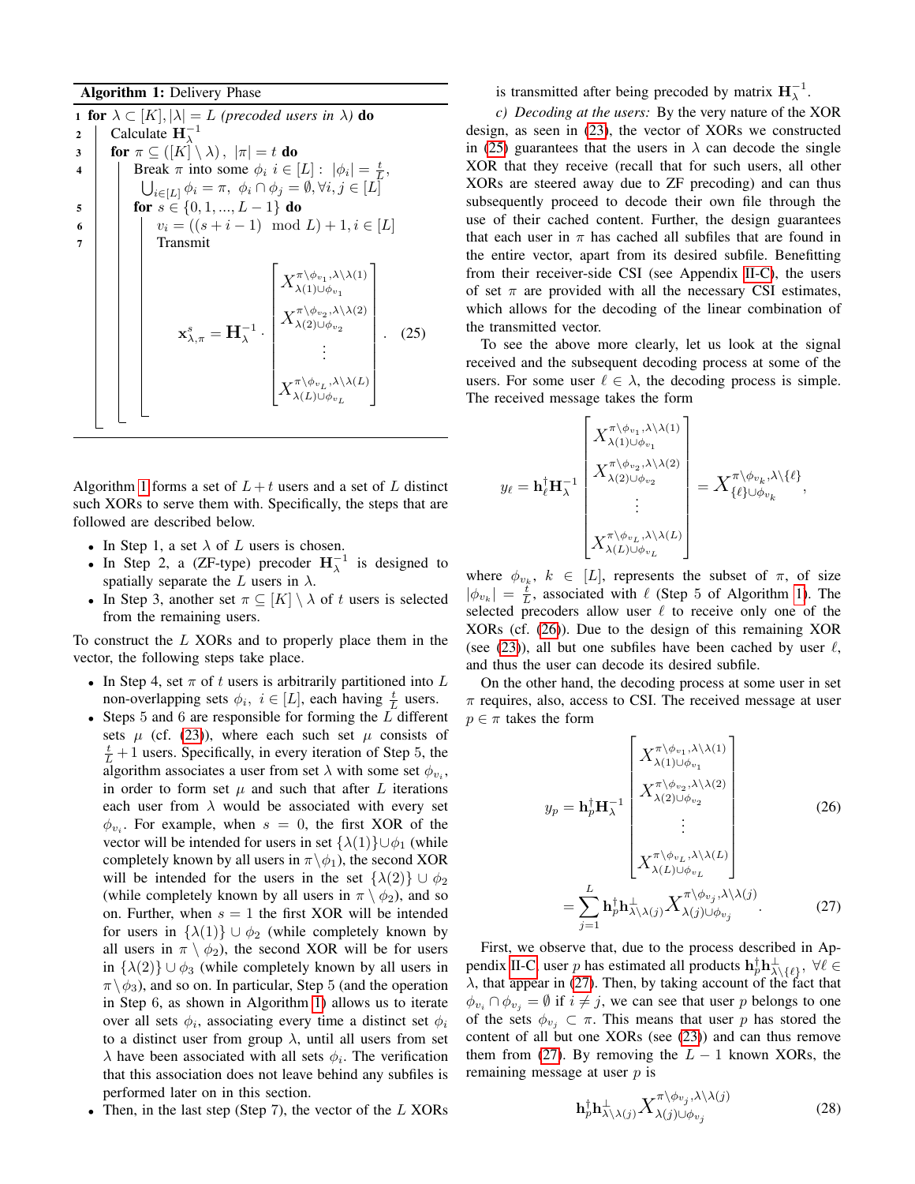**Algorithm 1:** Delivery Phase

```
1  for λ ⊂ [K], |λ| = L (precoded users in λ) do
2      Calculate H_λ^{-1}
3      for π ⊆ ([K] \ λ), |π| = t do
4          Break π into some φ_i i ∈ [L] : |φ_i| = t/L,
           ⋃_{i∈[L]} φ_i = π, φ_i ∩ φ_j = ∅, ∀i, j ∈ [L]
5          for s ∈ {0, 1, ..., L − 1} do
6              v_i = ((s + i − 1) mod L) + 1, i ∈ [L]
7              Transmit
```

$$
\mathbf{x}^s_{\lambda,\pi} = \mathbf{H}_\lambda^{-1} \cdot \begin{bmatrix} X^{\pi\setminus\phi_{v_1},\lambda\setminus\lambda(1)}_{\lambda(1)\cup\phi_{v_1}} \\ X^{\pi\setminus\phi_{v_2},\lambda\setminus\lambda(2)}_{\lambda(2)\cup\phi_{v_2}} \\ \vdots \\ X^{\pi\setminus\phi_{v_L},\lambda\setminus\lambda(L)}_{\lambda(L)\cup\phi_{v_L}} \end{bmatrix}. \quad (25)
$$

Algorithm 1 forms a set of $L+t$ users and a set of $L$ distinct such XORs to serve them with. Specifically, the steps that are followed are described below.

- In Step 1, a set $\lambda$ of $L$ users is chosen.
- In Step 2, a (ZF-type) precoder $\mathbf{H}_\lambda^{-1}$ is designed to spatially separate the $L$ users in $\lambda$.
- In Step 3, another set $\pi \subseteq [K] \setminus \lambda$ of $t$ users is selected from the remaining users.

To construct the $L$ XORs and to properly place them in the vector, the following steps take place.

- In Step 4, set $\pi$ of $t$ users is arbitrarily partitioned into $L$ non-overlapping sets $\phi_i,\ i \in [L]$, each having $\frac{t}{L}$ users.
- Steps 5 and 6 are responsible for forming the $L$ different sets $\mu$ (cf. (23)), where each such set $\mu$ consists of $\frac{t}{L}+1$ users. Specifically, in every iteration of Step 5, the algorithm associates a user from set $\lambda$ with some set $\phi_{v_i}$, in order to form set $\mu$ and such that after $L$ iterations each user from $\lambda$ would be associated with every set $\phi_{v_i}$. For example, when $s=0$, the first XOR of the vector will be intended for users in set $\{\lambda(1)\}\cup\phi_1$ (while completely known by all users in $\pi\setminus\phi_1$), the second XOR will be intended for the users in the set $\{\lambda(2)\}\cup\phi_2$ (while completely known by all users in $\pi\setminus\phi_2$), and so on. Further, when $s=1$ the first XOR will be intended for users in $\{\lambda(1)\}\cup\phi_2$ (while completely known by all users in $\pi\setminus\phi_2$), the second XOR will be for users in $\{\lambda(2)\}\cup\phi_3$ (while completely known by all users in $\pi\setminus\phi_3$), and so on. In particular, Step 5 (and the operation in Step 6, as shown in Algorithm 1) allows us to iterate over all sets $\phi_i$, associating every time a distinct set $\phi_i$ to a distinct user from group $\lambda$, until all users from set $\lambda$ have been associated with all sets $\phi_i$. The verification that this association does not leave behind any subfiles is performed later on in this section.
- Then, in the last step (Step 7), the vector of the $L$ XORs is transmitted after being precoded by matrix $\mathbf{H}_\lambda^{-1}$.

*c) Decoding at the users:* By the very nature of the XOR design, as seen in (23), the vector of XORs we constructed in (25) guarantees that the users in $\lambda$ can decode the single XOR that they receive (recall that for such users, all other XORs are steered away due to ZF precoding) and can thus subsequently proceed to decode their own file through the use of their cached content. Further, the design guarantees that each user in $\pi$ has cached all subfiles that are found in the entire vector, apart from its desired subfile. Benefitting from their receiver-side CSI (see Appendix II-C), the users of set $\pi$ are provided with all the necessary CSI estimates, which allows for the decoding of the linear combination of the transmitted vector.

To see the above more clearly, let us look at the signal received and the subsequent decoding process at some of the users. For some user $\ell \in \lambda$, the decoding process is simple. The received message takes the form

$$
y_\ell = \mathbf{h}_\ell^\dagger \mathbf{H}_\lambda^{-1} \begin{bmatrix} X^{\pi\setminus\phi_{v_1},\lambda\setminus\lambda(1)}_{\lambda(1)\cup\phi_{v_1}} \\ X^{\pi\setminus\phi_{v_2},\lambda\setminus\lambda(2)}_{\lambda(2)\cup\phi_{v_2}} \\ \vdots \\ X^{\pi\setminus\phi_{v_L},\lambda\setminus\lambda(L)}_{\lambda(L)\cup\phi_{v_L}} \end{bmatrix} = X^{\pi\setminus\phi_{v_k},\lambda\setminus\{\ell\}}_{\{\ell\}\cup\phi_{v_k}},
$$

where $\phi_{v_k},\ k \in [L]$, represents the subset of $\pi$, of size $|\phi_{v_k}| = \frac{t}{L}$, associated with $\ell$ (Step 5 of Algorithm 1). The selected precoders allow user $\ell$ to receive only one of the XORs (cf. (26)). Due to the design of this remaining XOR (see (23)), all but one subfiles have been cached by user $\ell$, and thus the user can decode its desired subfile.

On the other hand, the decoding process at some user in set $\pi$ requires, also, access to CSI. The received message at user $p \in \pi$ takes the form

$$
y_p = \mathbf{h}_p^\dagger \mathbf{H}_\lambda^{-1} \begin{bmatrix} X^{\pi\setminus\phi_{v_1},\lambda\setminus\lambda(1)}_{\lambda(1)\cup\phi_{v_1}} \\ X^{\pi\setminus\phi_{v_2},\lambda\setminus\lambda(2)}_{\lambda(2)\cup\phi_{v_2}} \\ \vdots \\ X^{\pi\setminus\phi_{v_L},\lambda\setminus\lambda(L)}_{\lambda(L)\cup\phi_{v_L}} \end{bmatrix} \quad (26)
$$

$$
= \sum_{j=1}^{L} \mathbf{h}_p^\dagger \mathbf{h}_{\lambda\setminus\lambda(j)}^\perp X^{\pi\setminus\phi_{v_j},\lambda\setminus\lambda(j)}_{\lambda(j)\cup\phi_{v_j}}. \quad (27)
$$

First, we observe that, due to the process described in Appendix II-C, user $p$ has estimated all products $\mathbf{h}_p^\dagger \mathbf{h}_{\lambda\setminus\{\ell\}}^\perp,\ \forall \ell \in \lambda$, that appear in (27). Then, by taking account of the fact that $\phi_{v_i} \cap \phi_{v_j} = \emptyset$ if $i \neq j$, we can see that user $p$ belongs to one of the sets $\phi_{v_j} \subset \pi$. This means that user $p$ has stored the content of all but one XORs (see (23)) and can thus remove them from (27). By removing the $L-1$ known XORs, the remaining message at user $p$ is

$$
\mathbf{h}_p^\dagger \mathbf{h}_{\lambda\setminus\lambda(j)}^\perp X^{\pi\setminus\phi_{v_j},\lambda\setminus\lambda(j)}_{\lambda(j)\cup\phi_{v_j}} \quad (28)
$$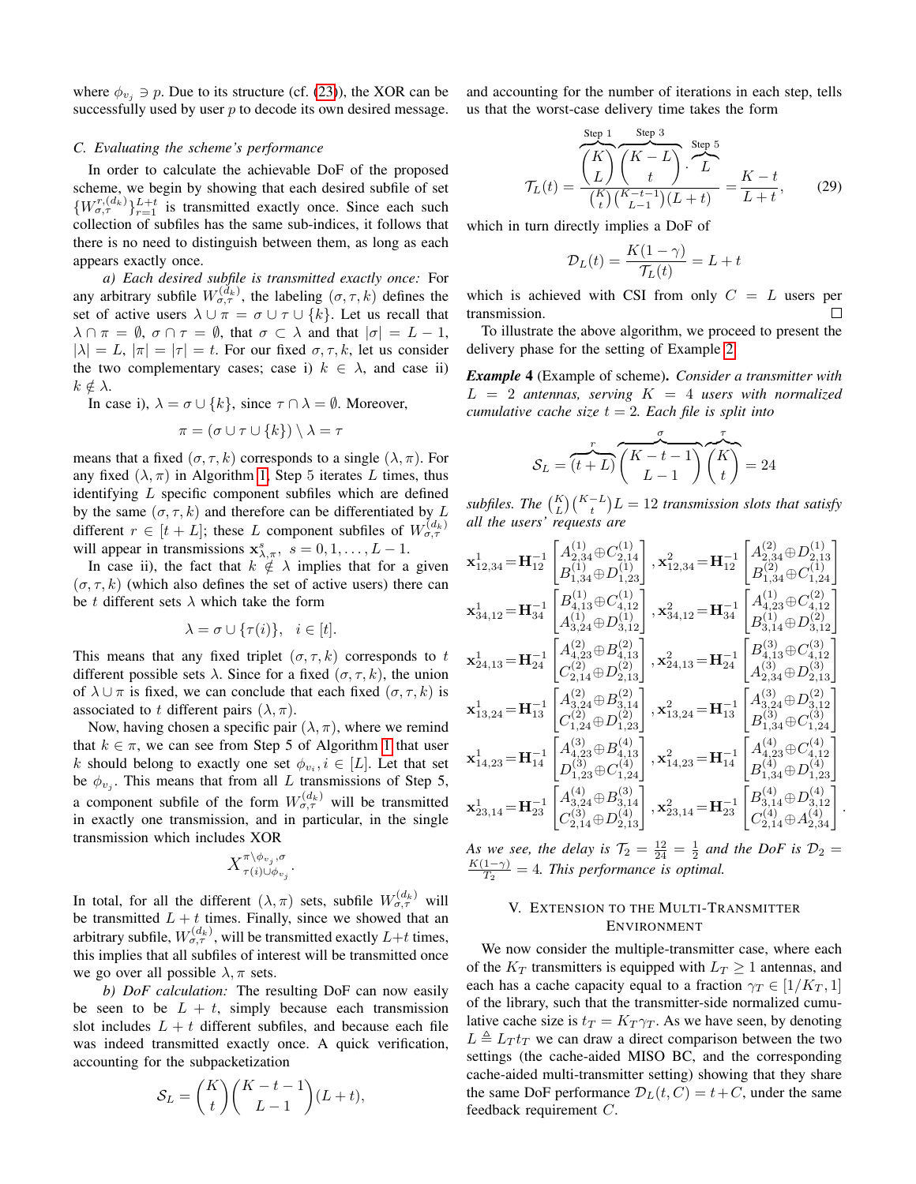where $\phi_{v_j} \ni p$. Due to its structure (cf. (23)), the XOR can be successfully used by user $p$ to decode its own desired message.

### C. Evaluating the scheme's performance

In order to calculate the achievable DoF of the proposed scheme, we begin by showing that each desired subfile of set $\{W_{\sigma,\tau}^{r,(d_k)}\}_{r=1}^{L+t}$ is transmitted exactly once. Since each such collection of subfiles has the same sub-indices, it follows that there is no need to distinguish between them, as long as each appears exactly once.

*a) Each desired subfile is transmitted exactly once:* For any arbitrary subfile $W_{\sigma,\tau}^{(d_k)}$, the labeling $(\sigma,\tau,k)$ defines the set of active users $\lambda \cup \pi = \sigma \cup \tau \cup \{k\}$. Let us recall that $\lambda \cap \pi = \emptyset$, $\sigma \cap \tau = \emptyset$, that $\sigma \subset \lambda$ and that $|\sigma| = L-1$, $|\lambda| = L$, $|\pi| = |\tau| = t$. For our fixed $\sigma, \tau, k$, let us consider the two complementary cases; case i) $k \in \lambda$, and case ii) $k \notin \lambda$.

In case i), $\lambda = \sigma \cup \{k\}$, since $\tau \cap \lambda = \emptyset$. Moreover,

$$\pi = (\sigma \cup \tau \cup \{k\}) \setminus \lambda = \tau$$

means that a fixed $(\sigma,\tau,k)$ corresponds to a single $(\lambda,\pi)$. For any fixed $(\lambda,\pi)$ in Algorithm 1, Step 5 iterates $L$ times, thus identifying $L$ specific component subfiles which are defined by the same $(\sigma,\tau,k)$ and therefore can be differentiated by $L$ different $r \in [t+L]$; these $L$ component subfiles of $W_{\sigma,\tau}^{(d_k)}$ will appear in transmissions $\mathbf{x}_{\lambda,\pi}^{s}$, $s = 0,1,\ldots,L-1$.

In case ii), the fact that $k \notin \lambda$ implies that for a given $(\sigma,\tau,k)$ (which also defines the set of active users) there can be $t$ different sets $\lambda$ which take the form

$$\lambda = \sigma \cup \{\tau(i)\}, \quad i \in [t].$$

This means that any fixed triplet $(\sigma,\tau,k)$ corresponds to $t$ different possible sets $\lambda$. Since for a fixed $(\sigma,\tau,k)$, the union of $\lambda \cup \pi$ is fixed, we can conclude that each fixed $(\sigma,\tau,k)$ is associated to $t$ different pairs $(\lambda,\pi)$.

Now, having chosen a specific pair $(\lambda,\pi)$, where we remind that $k \in \pi$, we can see from Step 5 of Algorithm 1 that user $k$ should belong to exactly one set $\phi_{v_i}, i \in [L]$. Let that set be $\phi_{v_j}$. This means that from all $L$ transmissions of Step 5, a component subfile of the form $W_{\sigma,\tau}^{(d_k)}$ will be transmitted in exactly one transmission, and in particular, in the single transmission which includes XOR

$$X_{\tau(i)\cup\phi_{v_j}}^{\pi\setminus\phi_{v_j},\sigma}.$$

In total, for all the different $(\lambda,\pi)$ sets, subfile $W_{\sigma,\tau}^{(d_k)}$ will be transmitted $L+t$ times. Finally, since we showed that an arbitrary subfile, $W_{\sigma,\tau}^{(d_k)}$, will be transmitted exactly $L+t$ times, this implies that all subfiles of interest will be transmitted once we go over all possible $\lambda,\pi$ sets.

*b) DoF calculation:* The resulting DoF can now easily be seen to be $L+t$, simply because each transmission slot includes $L+t$ different subfiles, and because each file was indeed transmitted exactly once. A quick verification, accounting for the subpacketization

$$\mathcal{S}_L = \binom{K}{t}\binom{K-t-1}{L-1}(L+t),$$

and accounting for the number of iterations in each step, tells us that the worst-case delivery time takes the form

$$\mathcal{T}_L(t) = \frac{\overbrace{\binom{K}{L}}^{\text{Step 1}}\overbrace{\binom{K-L}{t}}^{\text{Step 3}}\cdot\overbrace{L}^{\text{Step 5}}}{\binom{K}{t}\binom{K-t-1}{L-1}(L+t)} = \frac{K-t}{L+t}, \tag{29}$$

which in turn directly implies a DoF of

$$\mathcal{D}_L(t) = \frac{K(1-\gamma)}{\mathcal{T}_L(t)} = L+t$$

which is achieved with CSI from only $C = L$ users per transmission. □

To illustrate the above algorithm, we proceed to present the delivery phase for the setting of Example 2.

***Example* 4** (Example of scheme)**.** *Consider a transmitter with $L = 2$ antennas, serving $K = 4$ users with normalized cumulative cache size $t = 2$. Each file is split into*

$$\mathcal{S}_L = \overbrace{(t+L)}^{r}\overbrace{\binom{K-t-1}{L-1}}^{\sigma}\overbrace{\binom{K}{t}}^{\tau} = 24$$

*subfiles. The $\binom{K}{L}\binom{K-L}{t}L = 12$ transmission slots that satisfy all the users' requests are*

$$\mathbf{x}_{12,34}^1 = \mathbf{H}_{12}^{-1}\begin{bmatrix} A_{2,34}^{(1)} \oplus C_{2,14}^{(1)} \\ B_{1,34}^{(1)} \oplus D_{1,23}^{(1)} \end{bmatrix}, \mathbf{x}_{12,34}^2 = \mathbf{H}_{12}^{-1}\begin{bmatrix} A_{2,34}^{(2)} \oplus D_{2,13}^{(1)} \\ B_{1,34}^{(2)} \oplus C_{1,24}^{(1)} \end{bmatrix}$$

$$\mathbf{x}_{34,12}^1 = \mathbf{H}_{34}^{-1}\begin{bmatrix} B_{4,13}^{(1)} \oplus C_{4,12}^{(1)} \\ A_{3,24}^{(1)} \oplus D_{3,12}^{(1)} \end{bmatrix}, \mathbf{x}_{34,12}^2 = \mathbf{H}_{34}^{-1}\begin{bmatrix} A_{4,23}^{(1)} \oplus C_{4,12}^{(2)} \\ B_{3,14}^{(1)} \oplus D_{3,12}^{(2)} \end{bmatrix}$$

$$\mathbf{x}_{24,13}^1 = \mathbf{H}_{24}^{-1}\begin{bmatrix} A_{4,23}^{(2)} \oplus B_{4,13}^{(2)} \\ C_{2,14}^{(2)} \oplus D_{2,13}^{(2)} \end{bmatrix}, \mathbf{x}_{24,13}^2 = \mathbf{H}_{24}^{-1}\begin{bmatrix} B_{4,13}^{(3)} \oplus C_{4,12}^{(3)} \\ A_{2,34}^{(3)} \oplus D_{2,13}^{(3)} \end{bmatrix}$$

$$\mathbf{x}_{13,24}^1 = \mathbf{H}_{13}^{-1}\begin{bmatrix} A_{3,24}^{(2)} \oplus B_{3,14}^{(2)} \\ C_{1,24}^{(2)} \oplus D_{1,23}^{(2)} \end{bmatrix}, \mathbf{x}_{13,24}^2 = \mathbf{H}_{13}^{-1}\begin{bmatrix} A_{3,24}^{(3)} \oplus D_{3,12}^{(2)} \\ B_{1,34}^{(3)} \oplus C_{1,24}^{(3)} \end{bmatrix}$$

$$\mathbf{x}_{14,23}^1 = \mathbf{H}_{14}^{-1}\begin{bmatrix} A_{4,23}^{(3)} \oplus B_{4,13}^{(4)} \\ D_{1,23}^{(3)} \oplus C_{1,24}^{(4)} \end{bmatrix}, \mathbf{x}_{14,23}^2 = \mathbf{H}_{14}^{-1}\begin{bmatrix} A_{4,23}^{(4)} \oplus C_{4,12}^{(4)} \\ B_{1,34}^{(4)} \oplus D_{1,23}^{(4)} \end{bmatrix}$$

$$\mathbf{x}_{23,14}^1 = \mathbf{H}_{23}^{-1}\begin{bmatrix} A_{3,24}^{(4)} \oplus B_{3,14}^{(3)} \\ C_{2,14}^{(3)} \oplus D_{2,13}^{(4)} \end{bmatrix}, \mathbf{x}_{23,14}^2 = \mathbf{H}_{23}^{-1}\begin{bmatrix} B_{3,14}^{(4)} \oplus D_{3,12}^{(4)} \\ C_{2,14}^{(4)} \oplus A_{2,34}^{(4)} \end{bmatrix}.$$

*As we see, the delay is $\mathcal{T}_2 = \frac{12}{24} = \frac{1}{2}$ and the DoF is $\mathcal{D}_2 = \frac{K(1-\gamma)}{\mathcal{T}_2} = 4$. This performance is optimal.*

## V. Extension to the Multi-Transmitter Environment

We now consider the multiple-transmitter case, where each of the $K_T$ transmitters is equipped with $L_T \geq 1$ antennas, and each has a cache capacity equal to a fraction $\gamma_T \in [1/K_T, 1]$ of the library, such that the transmitter-side normalized cumulative cache size is $t_T = K_T\gamma_T$. As we have seen, by denoting $L \triangleq L_T t_T$ we can draw a direct comparison between the two settings (the cache-aided MISO BC, and the corresponding cache-aided multi-transmitter setting) showing that they share the same DoF performance $\mathcal{D}_L(t,C) = t + C$, under the same feedback requirement $C$.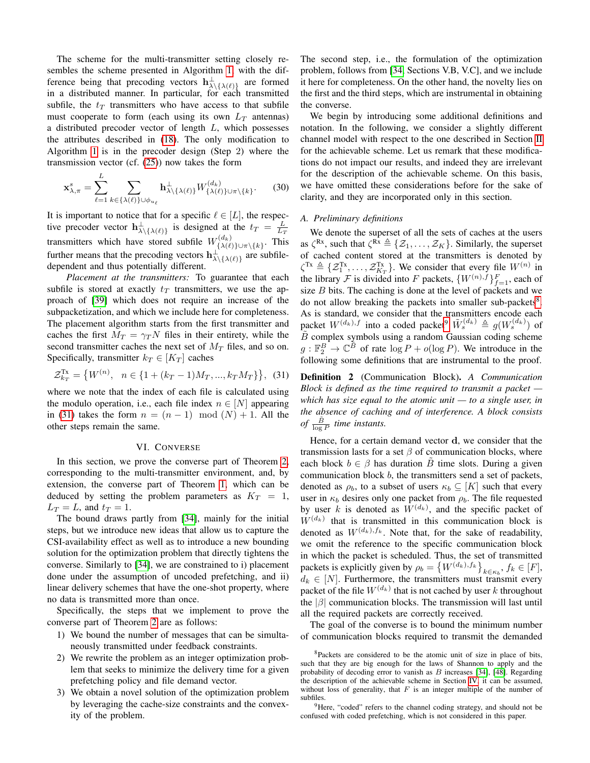The scheme for the multi-transmitter setting closely resembles the scheme presented in Algorithm 1, with the difference being that precoding vectors $\mathbf{h}^{\perp}_{\lambda\setminus\{\lambda(\ell)\}}$ are formed in a distributed manner. In particular, for each transmitted subfile, the $t_T$ transmitters who have access to that subfile must cooperate to form (each using its own $L_T$ antennas) a distributed precoder vector of length $L$, which possesses the attributes described in (18). The only modification to Algorithm 1 is in the precoder design (Step 2) where the transmission vector (cf. (25)) now takes the form

$$\mathbf{x}^{s}_{\lambda,\pi} = \sum_{\ell=1}^{L} \sum_{k\in\{\lambda(\ell)\}\cup\phi_{u_\ell}} \mathbf{h}^{\perp}_{\lambda\setminus\{\lambda(\ell)\}} W^{(d_k)}_{\{\lambda(\ell)\}\cup\pi\setminus\{k\}}. \quad (30)$$

It is important to notice that for a specific $\ell \in [L]$, the respective precoder vector $\mathbf{h}^{\perp}_{\lambda\setminus\{\lambda(\ell)\}}$ is designed at the $t_T = \frac{L}{L_T}$ transmitters which have stored subfile $W^{(d_k)}_{\{\lambda(\ell)\}\cup\pi\setminus\{k\}}$. This further means that the precoding vectors $\mathbf{h}^{\perp}_{\lambda\setminus\{\lambda(\ell)\}}$ are subfile-dependent and thus potentially different.

*Placement at the transmitters:* To guarantee that each subfile is stored at exactly $t_T$ transmitters, we use the approach of [39] which does not require an increase of the subpacketization, and which we include here for completeness. The placement algorithm starts from the first transmitter and caches the first $M_T = \gamma_T N$ files in their entirety, while the second transmitter caches the next set of $M_T$ files, and so on. Specifically, transmitter $k_T \in [K_T]$ caches

$$\mathcal{Z}^{\text{Tx}}_{k_T} = \left\{W^{(n)}, \quad n \in \{1+(k_T-1)M_T, ..., k_T M_T\}\right\}, \quad (31)$$

where we note that the index of each file is calculated using the modulo operation, i.e., each file index $n \in [N]$ appearing in (31) takes the form $n = (n-1) \mod (N) + 1$. All the other steps remain the same.

## VI. Converse

In this section, we prove the converse part of Theorem 2, corresponding to the multi-transmitter environment, and, by extension, the converse part of Theorem 1, which can be deduced by setting the problem parameters as $K_T = 1$, $L_T = L$, and $t_T = 1$.

The bound draws partly from [34], mainly for the initial steps, but we introduce new ideas that allow us to capture the CSI-availability effect as well as to introduce a new bounding solution for the optimization problem that directly tightens the converse. Similarly to [34], we are constrained to i) placement done under the assumption of uncoded prefetching, and ii) linear delivery schemes that have the one-shot property, where no data is transmitted more than once.

Specifically, the steps that we implement to prove the converse part of Theorem 2 are as follows:

1) We bound the number of messages that can be simultaneously transmitted under feedback constraints.
2) We rewrite the problem as an integer optimization problem that seeks to minimize the delivery time for a given prefetching policy and file demand vector.
3) We obtain a novel solution of the optimization problem by leveraging the cache-size constraints and the convexity of the problem.

The second step, i.e., the formulation of the optimization problem, follows from [34, Sections V.B, V.C], and we include it here for completeness. On the other hand, the novelty lies on the first and the third steps, which are instrumental in obtaining the converse.

We begin by introducing some additional definitions and notation. In the following, we consider a slightly different channel model with respect to the one described in Section II for the achievable scheme. Let us remark that these modifications do not impact our results, and indeed they are irrelevant for the description of the achievable scheme. On this basis, we have omitted these considerations before for the sake of clarity, and they are incorporated only in this section.

### A. Preliminary definitions

We denote the superset of all the sets of caches at the users as $\zeta^{\text{Rx}}$, such that $\zeta^{\text{Rx}} \triangleq \{\mathcal{Z}_1, \ldots, \mathcal{Z}_K\}$. Similarly, the superset of cached content stored at the transmitters is denoted by $\zeta^{\text{Tx}} \triangleq \{\mathcal{Z}^{\text{Tx}}_1, \ldots, \mathcal{Z}^{\text{Tx}}_{K_T}\}$. We consider that every file $W^{(n)}$ in the library $\mathcal{F}$ is divided into $F$ packets, $\{W^{(n),f}\}_{f=1}^{F}$, each of size $B$ bits. The caching is done at the level of packets and we do not allow breaking the packets into smaller sub-packets[8]. As is standard, we consider that the transmitters encode each packet $W^{(d_k),f}$ into a coded packet[9] $\tilde{W}^{(d_k)}_s \triangleq g(W^{(d_k)}_s)$ of $\tilde{B}$ complex symbols using a random Gaussian coding scheme $g: \mathbb{F}_2^B \to \mathbb{C}^{\tilde{B}}$ of rate $\log P + o(\log P)$. We introduce in the following some definitions that are instrumental to the proof.

**Definition 2** (Communication Block). *A Communication Block is defined as the time required to transmit a packet — which has size equal to the atomic unit — to a single user, in the absence of caching and of interference. A block consists of $\frac{\tilde{B}}{\log P}$ time instants.*

Hence, for a certain demand vector $\mathbf{d}$, we consider that the transmission lasts for a set $\beta$ of communication blocks, where each block $b \in \beta$ has duration $\tilde{B}$ time slots. During a given communication block $b$, the transmitters send a set of packets, denoted as $\rho_b$, to a subset of users $\kappa_b \subseteq [K]$ such that every user in $\kappa_b$ desires only one packet from $\rho_b$. The file requested by user $k$ is denoted as $W^{(d_k)}$, and the specific packet of $W^{(d_k)}$ that is transmitted in this communication block is denoted as $W^{(d_k),f_k}$. Note that, for the sake of readability, we omit the reference to the specific communication block in which the packet is scheduled. Thus, the set of transmitted packets is explicitly given by $\rho_b = \left\{W^{(d_k),f_k}\right\}_{k\in\kappa_b}$, $f_k \in [F]$, $d_k \in [N]$. Furthermore, the transmitters must transmit every packet of the file $W^{(d_k)}$ that is not cached by user $k$ throughout the $|\beta|$ communication blocks. The transmission will last until all the required packets are correctly received.

The goal of the converse is to bound the minimum number of communication blocks required to transmit the demanded

[8] Packets are considered to be the atomic unit of size in place of bits, such that they are big enough for the laws of Shannon to apply and the probability of decoding error to vanish as $B$ increases [34], [48]. Regarding the description of the achievable scheme in Section IV, it can be assumed, without loss of generality, that $F$ is an integer multiple of the number of subfiles.

[9] Here, "coded" refers to the channel coding strategy, and should not be confused with coded prefetching, which is not considered in this paper.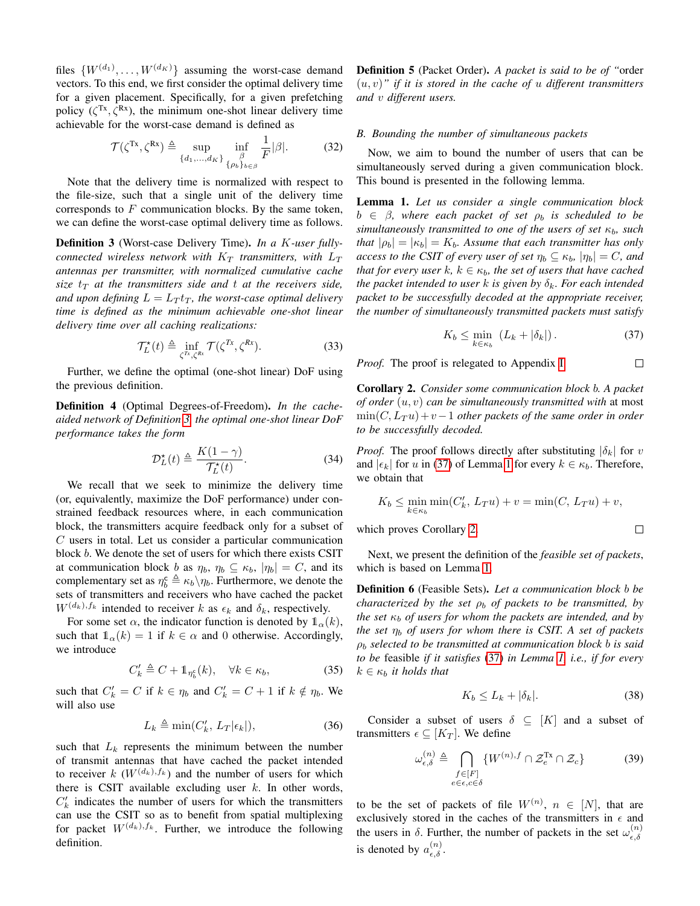files $\{W^{(d_1)},\dots,W^{(d_K)}\}$ assuming the worst-case demand vectors. To this end, we first consider the optimal delivery time for a given placement. Specifically, for a given prefetching policy $(\zeta^{\mathrm{Tx}},\zeta^{\mathrm{Rx}})$, the minimum one-shot linear delivery time achievable for the worst-case demand is defined as

$$\mathcal{T}(\zeta^{\mathrm{Tx}},\zeta^{\mathrm{Rx}}) \triangleq \sup_{\{d_1,\dots,d_K\}} \inf_{\substack{\beta \\ \{\rho_b\}_{b\in\beta}}} \frac{1}{F}|\beta|. \tag{32}$$

Note that the delivery time is normalized with respect to the file-size, such that a single unit of the delivery time corresponds to $F$ communication blocks. By the same token, we can define the worst-case optimal delivery time as follows.

**Definition 3** (Worst-case Delivery Time). *In a $K$-user fully-connected wireless network with $K_T$ transmitters, with $L_T$ antennas per transmitter, with normalized cumulative cache size $t_T$ at the transmitters side and $t$ at the receivers side, and upon defining $L = L_T t_T$, the worst-case optimal delivery time is defined as the minimum achievable one-shot linear delivery time over all caching realizations:*

$$\mathcal{T}^\star_L(t) \triangleq \inf_{\zeta^{Tx},\zeta^{Rx}} \mathcal{T}(\zeta^{Tx},\zeta^{Rx}). \tag{33}$$

Further, we define the optimal (one-shot linear) DoF using the previous definition.

**Definition 4** (Optimal Degrees-of-Freedom). *In the cache-aided network of Definition 3, the optimal one-shot linear DoF performance takes the form*

$$\mathcal{D}^\star_L(t) \triangleq \frac{K(1-\gamma)}{\mathcal{T}^\star_L(t)}. \tag{34}$$

We recall that we seek to minimize the delivery time (or, equivalently, maximize the DoF performance) under constrained feedback resources where, in each communication block, the transmitters acquire feedback only for a subset of $C$ users in total. Let us consider a particular communication block $b$. We denote the set of users for which there exists CSIT at communication block $b$ as $\eta_b$, $\eta_b \subseteq \kappa_b$, $|\eta_b| = C$, and its complementary set as $\eta_b^{\mathrm{c}} \triangleq \kappa_b \backslash \eta_b$. Furthermore, we denote the sets of transmitters and receivers who have cached the packet $W^{(d_k),f_k}$ intended to receiver $k$ as $\epsilon_k$ and $\delta_k$, respectively.

For some set $\alpha$, the indicator function is denoted by $\mathbb{1}_\alpha(k)$, such that $\mathbb{1}_\alpha(k) = 1$ if $k \in \alpha$ and 0 otherwise. Accordingly, we introduce

$$C'_k \triangleq C + \mathbb{1}_{\eta_b^{\mathrm{c}}}(k), \quad \forall k \in \kappa_b, \tag{35}$$

such that $C'_k = C$ if $k \in \eta_b$ and $C'_k = C+1$ if $k \notin \eta_b$. We will also use

$$L_k \triangleq \min(C'_k,\, L_T|\epsilon_k|), \tag{36}$$

such that $L_k$ represents the minimum between the number of transmit antennas that have cached the packet intended to receiver $k$ ($W^{(d_k),f_k}$) and the number of users for which there is CSIT available excluding user $k$. In other words, $C'_k$ indicates the number of users for which the transmitters can use the CSIT so as to benefit from spatial multiplexing for packet $W^{(d_k),f_k}$. Further, we introduce the following definition.

**Definition 5** (Packet Order). *A packet is said to be of "*order $(u,v)$*" if it is stored in the cache of $u$ different transmitters and $v$ different users.*

### B. Bounding the number of simultaneous packets

Now, we aim to bound the number of users that can be simultaneously served during a given communication block. This bound is presented in the following lemma.

**Lemma 1.** *Let us consider a single communication block $b \in \beta$, where each packet of set $\rho_b$ is scheduled to be simultaneously transmitted to one of the users of set $\kappa_b$, such that $|\rho_b| = |\kappa_b| = K_b$. Assume that each transmitter has only access to the CSIT of every user of set $\eta_b \subseteq \kappa_b$, $|\eta_b| = C$, and that for every user $k$, $k \in \kappa_b$, the set of users that have cached the packet intended to user $k$ is given by $\delta_k$. For each intended packet to be successfully decoded at the appropriate receiver, the number of simultaneously transmitted packets must satisfy*

$$K_b \leq \min_{k\in\kappa_b} \left(L_k + |\delta_k|\right). \tag{37}$$

*Proof.* The proof is relegated to Appendix I. □

**Corollary 2.** *Consider some communication block $b$. A packet of order $(u,v)$ can be simultaneously transmitted with* at most *$\min(C, L_T u) + v - 1$ other packets of the same order in order to be successfully decoded.*

*Proof.* The proof follows directly after substituting $|\delta_k|$ for $v$ and $|\epsilon_k|$ for $u$ in (37) of Lemma 1 for every $k \in \kappa_b$. Therefore, we obtain that

$$K_b \leq \min_{k\in\kappa_b} \min(C'_k,\, L_T u) + v = \min(C,\, L_T u) + v,$$

which proves Corollary 2. □

Next, we present the definition of the *feasible set of packets*, which is based on Lemma 1.

**Definition 6** (Feasible Sets). *Let a communication block $b$ be characterized by the set $\rho_b$ of packets to be transmitted, by the set $\kappa_b$ of users for whom the packets are intended, and by the set $\eta_b$ of users for whom there is CSIT. A set of packets $\rho_b$ selected to be transmitted at communication block $b$ is said to be* feasible *if it satisfies (37) in Lemma 1, i.e., if for every $k \in \kappa_b$ it holds that*

$$K_b \leq L_k + |\delta_k|. \tag{38}$$

Consider a subset of users $\delta \subseteq [K]$ and a subset of transmitters $\epsilon \subseteq [K_T]$. We define

$$\omega^{(n)}_{\epsilon,\delta} \triangleq \bigcap_{\substack{f\in[F] \\ e\in\epsilon, c\in\delta}} \{W^{(n),f} \cap \mathcal{Z}^{\mathrm{Tx}}_e \cap \mathcal{Z}_c\} \tag{39}$$

to be the set of packets of file $W^{(n)}$, $n \in [N]$, that are exclusively stored in the caches of the transmitters in $\epsilon$ and the users in $\delta$. Further, the number of packets in the set $\omega^{(n)}_{\epsilon,\delta}$ is denoted by $a^{(n)}_{\epsilon,\delta}$.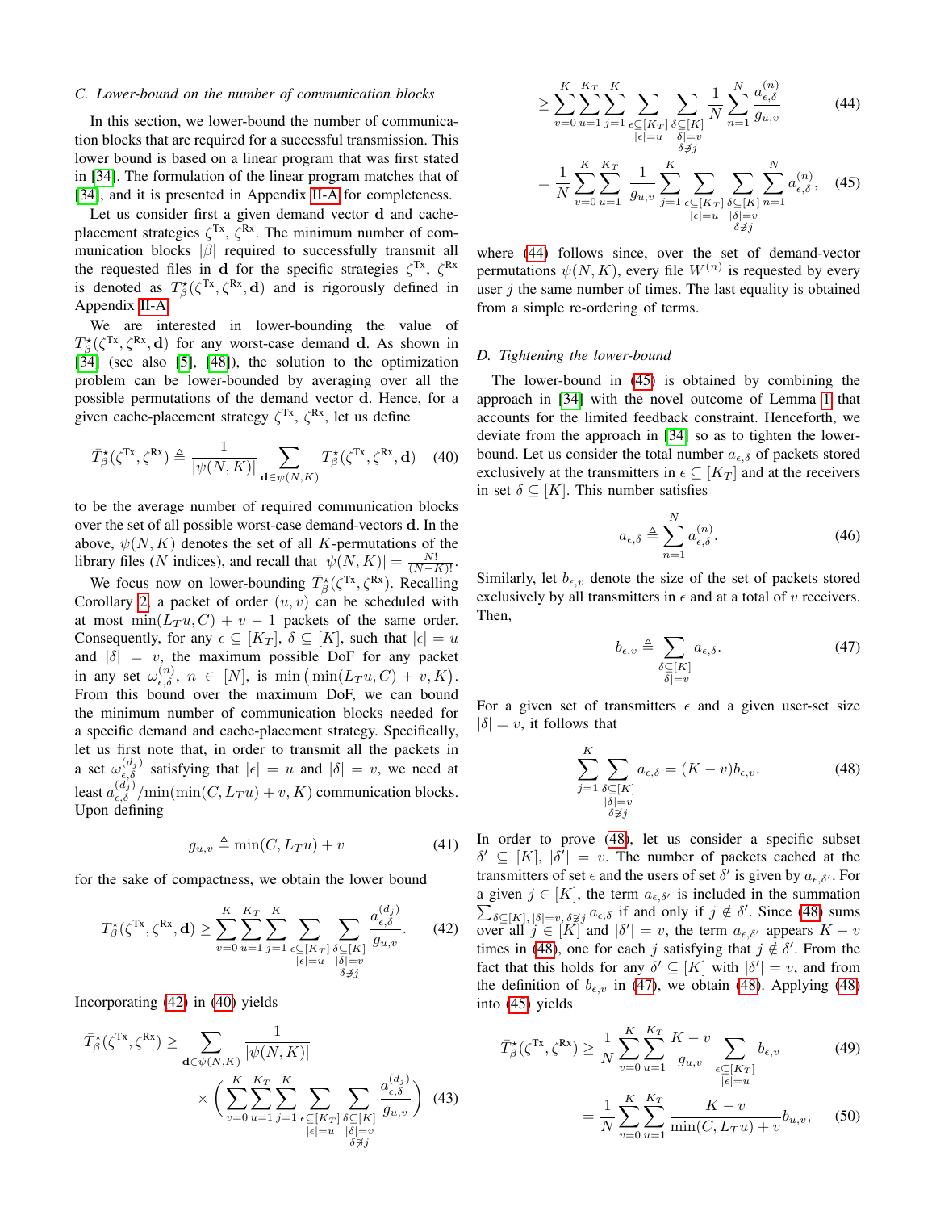### C. Lower-bound on the number of communication blocks

In this section, we lower-bound the number of communication blocks that are required for a successful transmission. This lower bound is based on a linear program that was first stated in [34]. The formulation of the linear program matches that of [34], and it is presented in Appendix II-A for completeness.

Let us consider first a given demand vector $\mathbf{d}$ and cache-placement strategies $\zeta^{\text{Tx}}$, $\zeta^{\text{Rx}}$. The minimum number of communication blocks $|\beta|$ required to successfully transmit all the requested files in $\mathbf{d}$ for the specific strategies $\zeta^{\text{Tx}}$, $\zeta^{\text{Rx}}$ is denoted as $T^{\star}_{\beta}(\zeta^{\text{Tx}}, \zeta^{\text{Rx}}, \mathbf{d})$ and is rigorously defined in Appendix II-A.

We are interested in lower-bounding the value of $T^{\star}_{\beta}(\zeta^{\text{Tx}}, \zeta^{\text{Rx}}, \mathbf{d})$ for any worst-case demand $\mathbf{d}$. As shown in [34] (see also [5], [48]), the solution to the optimization problem can be lower-bounded by averaging over all the possible permutations of the demand vector $\mathbf{d}$. Hence, for a given cache-placement strategy $\zeta^{\text{Tx}}$, $\zeta^{\text{Rx}}$, let us define

$$\bar{T}^{\star}_{\beta}(\zeta^{\text{Tx}}, \zeta^{\text{Rx}}) \triangleq \frac{1}{|\psi(N,K)|} \sum_{\mathbf{d}\in\psi(N,K)} T^{\star}_{\beta}(\zeta^{\text{Tx}}, \zeta^{\text{Rx}}, \mathbf{d}) \quad (40)$$

to be the average number of required communication blocks over the set of all possible worst-case demand-vectors $\mathbf{d}$. In the above, $\psi(N,K)$ denotes the set of all $K$-permutations of the library files ($N$ indices), and recall that $|\psi(N,K)| = \frac{N!}{(N-K)!}$.

We focus now on lower-bounding $\bar{T}^{\star}_{\beta}(\zeta^{\text{Tx}}, \zeta^{\text{Rx}})$. Recalling Corollary 2, a packet of order $(u,v)$ can be scheduled with at most $\min(L_T u, C) + v - 1$ packets of the same order. Consequently, for any $\epsilon \subseteq [K_T]$, $\delta \subseteq [K]$, such that $|\epsilon| = u$ and $|\delta| = v$, the maximum possible DoF for any packet in any set $\omega^{(n)}_{\epsilon,\delta}$, $n \in [N]$, is $\min\big(\min(L_T u, C) + v, K\big)$. From this bound over the maximum DoF, we can bound the minimum number of communication blocks needed for a specific demand and cache-placement strategy. Specifically, let us first note that, in order to transmit all the packets in a set $\omega^{(d_j)}_{\epsilon,\delta}$ satisfying that $|\epsilon| = u$ and $|\delta| = v$, we need at least $a^{(d_j)}_{\epsilon,\delta}/\min(\min(C, L_T u) + v, K)$ communication blocks. Upon defining

$$g_{u,v} \triangleq \min(C, L_T u) + v \quad (41)$$

for the sake of compactness, we obtain the lower bound

$$T^{\star}_{\beta}(\zeta^{\text{Tx}}, \zeta^{\text{Rx}}, \mathbf{d}) \geq \sum_{v=0}^{K}\sum_{u=1}^{K_T}\sum_{j=1}^{K}\sum_{\substack{\epsilon\subseteq[K_T]\\|\epsilon|=u}}\sum_{\substack{\delta\subseteq[K]\\|\delta|=v\\\delta\not\ni j}} \frac{a^{(d_j)}_{\epsilon,\delta}}{g_{u,v}}. \quad (42)$$

Incorporating (42) in (40) yields

$$\bar{T}^{\star}_{\beta}(\zeta^{\text{Tx}}, \zeta^{\text{Rx}}) \geq \sum_{\mathbf{d}\in\psi(N,K)} \frac{1}{|\psi(N,K)|} \times \left(\sum_{v=0}^{K}\sum_{u=1}^{K_T}\sum_{j=1}^{K}\sum_{\substack{\epsilon\subseteq[K_T]\\|\epsilon|=u}}\sum_{\substack{\delta\subseteq[K]\\|\delta|=v\\\delta\not\ni j}} \frac{a^{(d_j)}_{\epsilon,\delta}}{g_{u,v}}\right) \quad (43)$$

$$\geq \sum_{v=0}^{K}\sum_{u=1}^{K_T}\sum_{j=1}^{K}\sum_{\substack{\epsilon\subseteq[K_T]\\|\epsilon|=u}}\sum_{\substack{\delta\subseteq[K]\\|\delta|=v\\\delta\not\ni j}} \frac{1}{N}\sum_{n=1}^{N} \frac{a^{(n)}_{\epsilon,\delta}}{g_{u,v}} \quad (44)$$

$$= \frac{1}{N}\sum_{v=0}^{K}\sum_{u=1}^{K_T}\frac{1}{g_{u,v}}\sum_{j=1}^{K}\sum_{\substack{\epsilon\subseteq[K_T]\\|\epsilon|=u}}\sum_{\substack{\delta\subseteq[K]\\|\delta|=v\\\delta\not\ni j}}\sum_{n=1}^{N} a^{(n)}_{\epsilon,\delta}, \quad (45)$$

where (44) follows since, over the set of demand-vector permutations $\psi(N,K)$, every file $W^{(n)}$ is requested by every user $j$ the same number of times. The last equality is obtained from a simple re-ordering of terms.

### D. Tightening the lower-bound

The lower-bound in (45) is obtained by combining the approach in [34] with the novel outcome of Lemma 1 that accounts for the limited feedback constraint. Henceforth, we deviate from the approach in [34] so as to tighten the lower-bound. Let us consider the total number $a_{\epsilon,\delta}$ of packets stored exclusively at the transmitters in $\epsilon \subseteq [K_T]$ and at the receivers in set $\delta \subseteq [K]$. This number satisfies

$$a_{\epsilon,\delta} \triangleq \sum_{n=1}^{N} a^{(n)}_{\epsilon,\delta}. \quad (46)$$

Similarly, let $b_{\epsilon,v}$ denote the size of the set of packets stored exclusively by all transmitters in $\epsilon$ and at a total of $v$ receivers. Then,

$$b_{\epsilon,v} \triangleq \sum_{\substack{\delta\subseteq[K]\\|\delta|=v}} a_{\epsilon,\delta}. \quad (47)$$

For a given set of transmitters $\epsilon$ and a given user-set size $|\delta| = v$, it follows that

$$\sum_{j=1}^{K}\sum_{\substack{\delta\subseteq[K]\\|\delta|=v\\\delta\not\ni j}} a_{\epsilon,\delta} = (K-v) b_{\epsilon,v}. \quad (48)$$

In order to prove (48), let us consider a specific subset $\delta' \subseteq [K]$, $|\delta'| = v$. The number of packets cached at the transmitters of set $\epsilon$ and the users of set $\delta'$ is given by $a_{\epsilon,\delta'}$. For a given $j \in [K]$, the term $a_{\epsilon,\delta'}$ is included in the summation $\sum_{\delta\subseteq[K],\,|\delta|=v,\,\delta\not\ni j} a_{\epsilon,\delta}$ if and only if $j \notin \delta'$. Since (48) sums over all $j \in [K]$ and $|\delta'| = v$, the term $a_{\epsilon,\delta'}$ appears $K - v$ times in (48), one for each $j$ satisfying that $j \notin \delta'$. From the fact that this holds for any $\delta' \subseteq [K]$ with $|\delta'| = v$, and from the definition of $b_{\epsilon,v}$ in (47), we obtain (48). Applying (48) into (45) yields

$$\bar{T}^{\star}_{\beta}(\zeta^{\text{Tx}}, \zeta^{\text{Rx}}) \geq \frac{1}{N}\sum_{v=0}^{K}\sum_{u=1}^{K_T}\frac{K-v}{g_{u,v}}\sum_{\substack{\epsilon\subseteq[K_T]\\|\epsilon|=u}} b_{\epsilon,v} \quad (49)$$

$$= \frac{1}{N}\sum_{v=0}^{K}\sum_{u=1}^{K_T}\frac{K-v}{\min(C, L_T u) + v} b_{u,v}, \quad (50)$$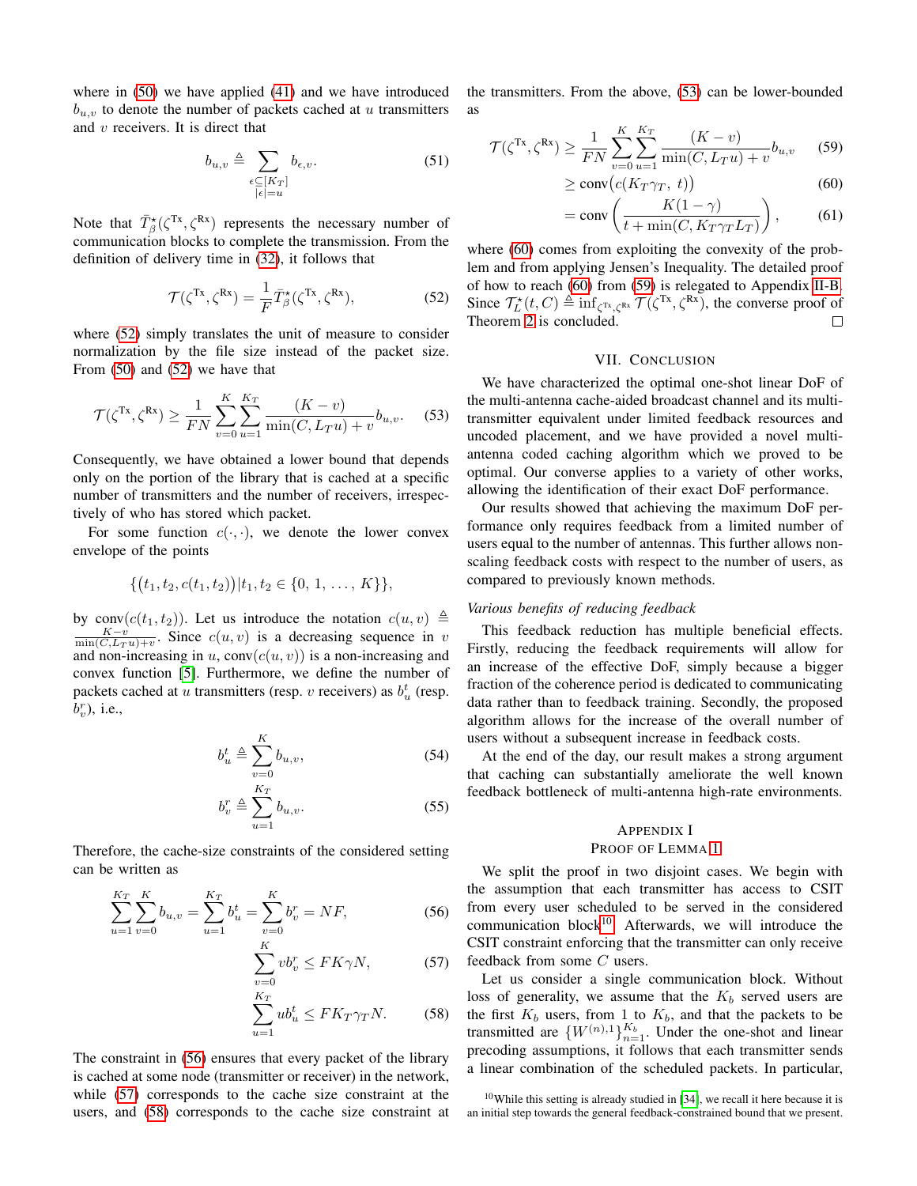where in (50) we have applied (41) and we have introduced $b_{u,v}$ to denote the number of packets cached at $u$ transmitters and $v$ receivers. It is direct that

$$b_{u,v} \triangleq \sum_{\substack{\epsilon \subseteq [K_T] \\ |\epsilon| = u}} b_{\epsilon,v}. \tag{51}$$

Note that $\bar{T}^{\star}_{\beta}(\zeta^{\text{Tx}}, \zeta^{\text{Rx}})$ represents the necessary number of communication blocks to complete the transmission. From the definition of delivery time in (32), it follows that

$$\mathcal{T}(\zeta^{\text{Tx}}, \zeta^{\text{Rx}}) = \frac{1}{F} \bar{T}^{\star}_{\beta}(\zeta^{\text{Tx}}, \zeta^{\text{Rx}}), \tag{52}$$

where (52) simply translates the unit of measure to consider normalization by the file size instead of the packet size. From (50) and (52) we have that

$$\mathcal{T}(\zeta^{\text{Tx}}, \zeta^{\text{Rx}}) \geq \frac{1}{FN} \sum_{v=0}^{K} \sum_{u=1}^{K_T} \frac{(K-v)}{\min(C, L_T u) + v} b_{u,v}. \tag{53}$$

Consequently, we have obtained a lower bound that depends only on the portion of the library that is cached at a specific number of transmitters and the number of receivers, irrespectively of who has stored which packet.

For some function $c(\cdot,\cdot)$, we denote the lower convex envelope of the points

$$\{(t_1, t_2, c(t_1, t_2)) | t_1, t_2 \in \{0, 1, \ldots, K\}\},$$

by $\text{conv}(c(t_1, t_2))$. Let us introduce the notation $c(u,v) \triangleq \frac{K-v}{\min(C, L_T u) + v}$. Since $c(u,v)$ is a decreasing sequence in $v$ and non-increasing in $u$, $\text{conv}(c(u,v))$ is a non-increasing and convex function [5]. Furthermore, we define the number of packets cached at $u$ transmitters (resp. $v$ receivers) as $b^t_u$ (resp. $b^r_v$), i.e.,

$$b^t_u \triangleq \sum_{v=0}^{K} b_{u,v}, \tag{54}$$

$$b^r_v \triangleq \sum_{u=1}^{K_T} b_{u,v}. \tag{55}$$

Therefore, the cache-size constraints of the considered setting can be written as

$$\sum_{u=1}^{K_T} \sum_{v=0}^{K} b_{u,v} = \sum_{u=1}^{K_T} b^t_u = \sum_{v=0}^{K} b^r_v = NF, \tag{56}$$

$$\sum_{v=0}^{K} v b^r_v \leq FK\gamma N, \tag{57}$$

$$\sum_{u=1}^{K_T} u b^t_u \leq FK_T \gamma_T N. \tag{58}$$

The constraint in (56) ensures that every packet of the library is cached at some node (transmitter or receiver) in the network, while (57) corresponds to the cache size constraint at the users, and (58) corresponds to the cache size constraint at the transmitters. From the above, (53) can be lower-bounded as

$$\mathcal{T}(\zeta^{\text{Tx}}, \zeta^{\text{Rx}}) \geq \frac{1}{FN} \sum_{v=0}^{K} \sum_{u=1}^{K_T} \frac{(K-v)}{\min(C, L_T u) + v} b_{u,v} \tag{59}$$

$$\geq \text{conv}\big(c(K_T \gamma_T,\ t)\big) \tag{60}$$

$$= \text{conv}\left(\frac{K(1-\gamma)}{t + \min(C, K_T \gamma_T L_T)}\right), \tag{61}$$

where (60) comes from exploiting the convexity of the problem and from applying Jensen's Inequality. The detailed proof of how to reach (60) from (59) is relegated to Appendix II-B. Since $\mathcal{T}^{\star}_{L}(t, C) \triangleq \inf_{\zeta^{\text{Tx}}, \zeta^{\text{Rx}}} \mathcal{T}(\zeta^{\text{Tx}}, \zeta^{\text{Rx}})$, the converse proof of Theorem 2 is concluded. □

## VII. Conclusion

We have characterized the optimal one-shot linear DoF of the multi-antenna cache-aided broadcast channel and its multi-transmitter equivalent under limited feedback resources and uncoded placement, and we have provided a novel multi-antenna coded caching algorithm which we proved to be optimal. Our converse applies to a variety of other works, allowing the identification of their exact DoF performance.

Our results showed that achieving the maximum DoF performance only requires feedback from a limited number of users equal to the number of antennas. This further allows non-scaling feedback costs with respect to the number of users, as compared to previously known methods.

*Various benefits of reducing feedback*

This feedback reduction has multiple beneficial effects. Firstly, reducing the feedback requirements will allow for an increase of the effective DoF, simply because a bigger fraction of the coherence period is dedicated to communicating data rather than to feedback training. Secondly, the proposed algorithm allows for the increase of the overall number of users without a subsequent increase in feedback costs.

At the end of the day, our result makes a strong argument that caching can substantially ameliorate the well known feedback bottleneck of multi-antenna high-rate environments.

## Appendix I
## Proof of Lemma 1

We split the proof in two disjoint cases. We begin with the assumption that each transmitter has access to CSIT from every user scheduled to be served in the considered communication block[10]. Afterwards, we will introduce the CSIT constraint enforcing that the transmitter can only receive feedback from some $C$ users.

Let us consider a single communication block. Without loss of generality, we assume that the $K_b$ served users are the first $K_b$ users, from 1 to $K_b$, and that the packets to be transmitted are $\{W^{(n),1}\}_{n=1}^{K_b}$. Under the one-shot and linear precoding assumptions, it follows that each transmitter sends a linear combination of the scheduled packets. In particular,

[10] While this setting is already studied in [34], we recall it here because it is an initial step towards the general feedback-constrained bound that we present.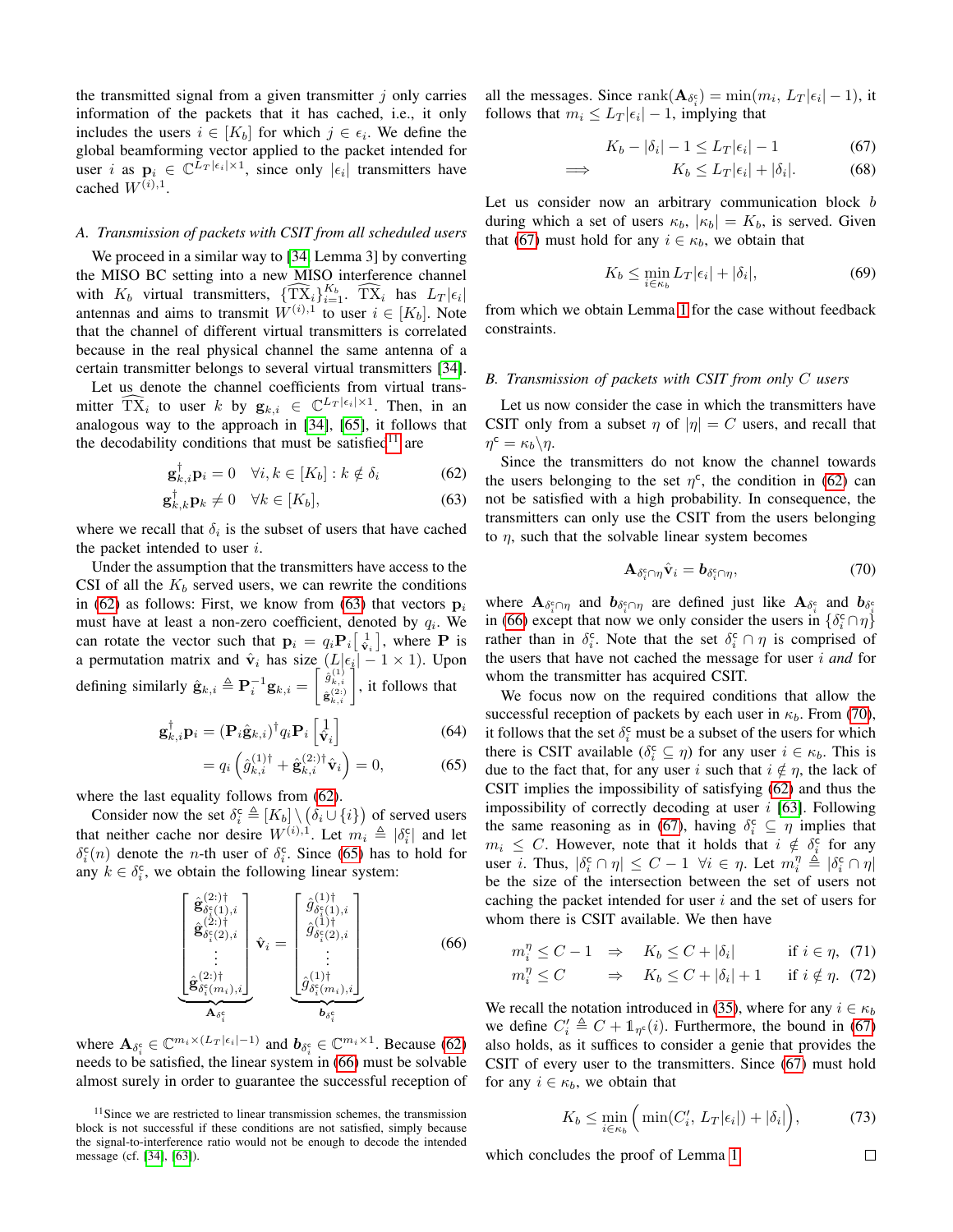the transmitted signal from a given transmitter $j$ only carries information of the packets that it has cached, i.e., it only includes the users $i \in [K_b]$ for which $j \in \epsilon_i$. We define the global beamforming vector applied to the packet intended for user $i$ as $\mathbf{p}_i \in \mathbb{C}^{L_T|\epsilon_i| \times 1}$, since only $|\epsilon_i|$ transmitters have cached $W^{(i),1}$.

### A. Transmission of packets with CSIT from all scheduled users

We proceed in a similar way to [34, Lemma 3] by converting the MISO BC setting into a new MISO interference channel with $K_b$ virtual transmitters, $\{\widehat{\mathrm{TX}}_i\}_{i=1}^{K_b}$. $\widehat{\mathrm{TX}}_i$ has $L_T|\epsilon_i|$ antennas and aims to transmit $W^{(i),1}$ to user $i \in [K_b]$. Note that the channel of different virtual transmitters is correlated because in the real physical channel the same antenna of a certain transmitter belongs to several virtual transmitters [34].

Let us denote the channel coefficients from virtual transmitter $\widehat{\mathrm{TX}}_i$ to user $k$ by $\mathbf{g}_{k,i} \in \mathbb{C}^{L_T|\epsilon_i| \times 1}$. Then, in an analogous way to the approach in [34], [65], it follows that the decodability conditions that must be satisfied[11] are

$$\mathbf{g}_{k,i}^{\dagger}\mathbf{p}_i = 0 \quad \forall i,k \in [K_b] : k \notin \delta_i \tag{62}$$

$$\mathbf{g}_{k,k}^{\dagger}\mathbf{p}_k \neq 0 \quad \forall k \in [K_b], \tag{63}$$

where we recall that $\delta_i$ is the subset of users that have cached the packet intended to user $i$.

Under the assumption that the transmitters have access to the CSI of all the $K_b$ served users, we can rewrite the conditions in (62) as follows: First, we know from (63) that vectors $\mathbf{p}_i$ must have at least a non-zero coefficient, denoted by $q_i$. We can rotate the vector such that $\mathbf{p}_i = q_i \mathbf{P}_i \begin{bmatrix} 1 \\ \hat{\mathbf{v}}_i \end{bmatrix}$, where $\mathbf{P}$ is a permutation matrix and $\hat{\mathbf{v}}_i$ has size $(L|\epsilon_i| - 1 \times 1)$. Upon defining similarly $\hat{\mathbf{g}}_{k,i} \triangleq \mathbf{P}_i^{-1}\mathbf{g}_{k,i} = \begin{bmatrix} \hat{g}_{k,i}^{(1)} \\ \hat{\mathbf{g}}_{k,i}^{(2:)} \end{bmatrix}$, it follows that

$$\mathbf{g}_{k,i}^{\dagger}\mathbf{p}_i = (\mathbf{P}_i\hat{\mathbf{g}}_{k,i})^{\dagger} q_i \mathbf{P}_i \begin{bmatrix} 1 \\ \hat{\mathbf{v}}_i \end{bmatrix} \tag{64}$$

$$= q_i \left( \hat{g}_{k,i}^{(1)\dagger} + \hat{\mathbf{g}}_{k,i}^{(2:)\dagger}\hat{\mathbf{v}}_i \right) = 0, \tag{65}$$

where the last equality follows from (62).

Consider now the set $\delta_i^{\mathsf{c}} \triangleq [K_b] \setminus (\delta_i \cup \{i\})$ of served users that neither cache nor desire $W^{(i),1}$. Let $m_i \triangleq |\delta_i^{\mathsf{c}}|$ and let $\delta_i^{\mathsf{c}}(n)$ denote the $n$-th user of $\delta_i^{\mathsf{c}}$. Since (65) has to hold for any $k \in \delta_i^{\mathsf{c}}$, we obtain the following linear system:

$$\underbrace{\begin{bmatrix} \hat{\mathbf{g}}_{\delta_i^{\mathsf{c}}(1),i}^{(2:)\dagger} \\ \hat{\mathbf{g}}_{\delta_i^{\mathsf{c}}(2),i}^{(2:)\dagger} \\ \vdots \\ \hat{\mathbf{g}}_{\delta_i^{\mathsf{c}}(m_i),i}^{(2:)\dagger} \end{bmatrix}}_{\mathbf{A}_{\delta_i^{\mathsf{c}}}} \hat{\mathbf{v}}_i = \underbrace{\begin{bmatrix} \hat{g}_{\delta_i^{\mathsf{c}}(1),i}^{(1)\dagger} \\ \hat{g}_{\delta_i^{\mathsf{c}}(2),i}^{(1)\dagger} \\ \vdots \\ \hat{g}_{\delta_i^{\mathsf{c}}(m_i),i}^{(1)\dagger} \end{bmatrix}}_{\boldsymbol{b}_{\delta_i^{\mathsf{c}}}} \tag{66}$$

where $\mathbf{A}_{\delta_i^{\mathsf{c}}} \in \mathbb{C}^{m_i \times (L_T|\epsilon_i| - 1)}$ and $\boldsymbol{b}_{\delta_i^{\mathsf{c}}} \in \mathbb{C}^{m_i \times 1}$. Because (62) needs to be satisfied, the linear system in (66) must be solvable almost surely in order to guarantee the successful reception of all the messages. Since $\mathrm{rank}(\mathbf{A}_{\delta_i^{\mathsf{c}}}) = \min(m_i, L_T|\epsilon_i| - 1)$, it follows that $m_i \le L_T|\epsilon_i| - 1$, implying that

$$K_b - |\delta_i| - 1 \le L_T|\epsilon_i| - 1 \tag{67}$$

$$\implies \quad K_b \le L_T|\epsilon_i| + |\delta_i|. \tag{68}$$

Let us consider now an arbitrary communication block $b$ during which a set of users $\kappa_b$, $|\kappa_b| = K_b$, is served. Given that (67) must hold for any $i \in \kappa_b$, we obtain that

$$K_b \le \min_{i \in \kappa_b} L_T|\epsilon_i| + |\delta_i|, \tag{69}$$

from which we obtain Lemma 1 for the case without feedback constraints.

### B. Transmission of packets with CSIT from only $C$ users

Let us now consider the case in which the transmitters have CSIT only from a subset $\eta$ of $|\eta| = C$ users, and recall that $\eta^{\mathsf{c}} = \kappa_b \setminus \eta$.

Since the transmitters do not know the channel towards the users belonging to the set $\eta^{\mathsf{c}}$, the condition in (62) can not be satisfied with a high probability. In consequence, the transmitters can only use the CSIT from the users belonging to $\eta$, such that the solvable linear system becomes

$$\mathbf{A}_{\delta_i^{\mathsf{c}} \cap \eta}\hat{\mathbf{v}}_i = \boldsymbol{b}_{\delta_i^{\mathsf{c}} \cap \eta}, \tag{70}$$

where $\mathbf{A}_{\delta_i^{\mathsf{c}} \cap \eta}$ and $\boldsymbol{b}_{\delta_i^{\mathsf{c}} \cap \eta}$ are defined just like $\mathbf{A}_{\delta_i^{\mathsf{c}}}$ and $\boldsymbol{b}_{\delta_i^{\mathsf{c}}}$ in (66) except that now we only consider the users in $\{\delta_i^{\mathsf{c}} \cap \eta\}$ rather than in $\delta_i^{\mathsf{c}}$. Note that the set $\delta_i^{\mathsf{c}} \cap \eta$ is comprised of the users that have not cached the message for user $i$ *and* for whom the transmitter has acquired CSIT.

We focus now on the required conditions that allow the successful reception of packets by each user in $\kappa_b$. From (70), it follows that the set $\delta_i^{\mathsf{c}}$ must be a subset of the users for which there is CSIT available ($\delta_i^{\mathsf{c}} \subseteq \eta$) for any user $i \in \kappa_b$. This is due to the fact that, for any user $i$ such that $i \notin \eta$, the lack of CSIT implies the impossibility of satisfying (62) and thus the impossibility of correctly decoding at user $i$ [63]. Following the same reasoning as in (67), having $\delta_i^{\mathsf{c}} \subseteq \eta$ implies that $m_i \le C$. However, note that it holds that $i \notin \delta_i^{\mathsf{c}}$ for any user $i$. Thus, $|\delta_i^{\mathsf{c}} \cap \eta| \le C - 1 \ \forall i \in \eta$. Let $m_i^{\eta} \triangleq |\delta_i^{\mathsf{c}} \cap \eta|$ be the size of the intersection between the set of users not caching the packet intended for user $i$ and the set of users for whom there is CSIT available. We then have

$$m_i^{\eta} \le C - 1 \quad \Rightarrow \quad K_b \le C + |\delta_i| \qquad \text{if } i \in \eta, \tag{71}$$

$$m_i^{\eta} \le C \quad \Rightarrow \quad K_b \le C + |\delta_i| + 1 \qquad \text{if } i \notin \eta. \tag{72}$$

We recall the notation introduced in (35), where for any $i \in \kappa_b$ we define $C_i' \triangleq C + \mathbb{1}_{\eta^{\mathsf{c}}}(i)$. Furthermore, the bound in (67) also holds, as it suffices to consider a genie that provides the CSIT of every user to the transmitters. Since (67) must hold for any $i \in \kappa_b$, we obtain that

$$K_b \le \min_{i \in \kappa_b} \Big( \min(C_i', L_T|\epsilon_i|) + |\delta_i| \Big), \tag{73}$$

which concludes the proof of Lemma 1. □

[11] Since we are restricted to linear transmission schemes, the transmission block is not successful if these conditions are not satisfied, simply because the signal-to-interference ratio would not be enough to decode the intended message (cf. [34], [63]).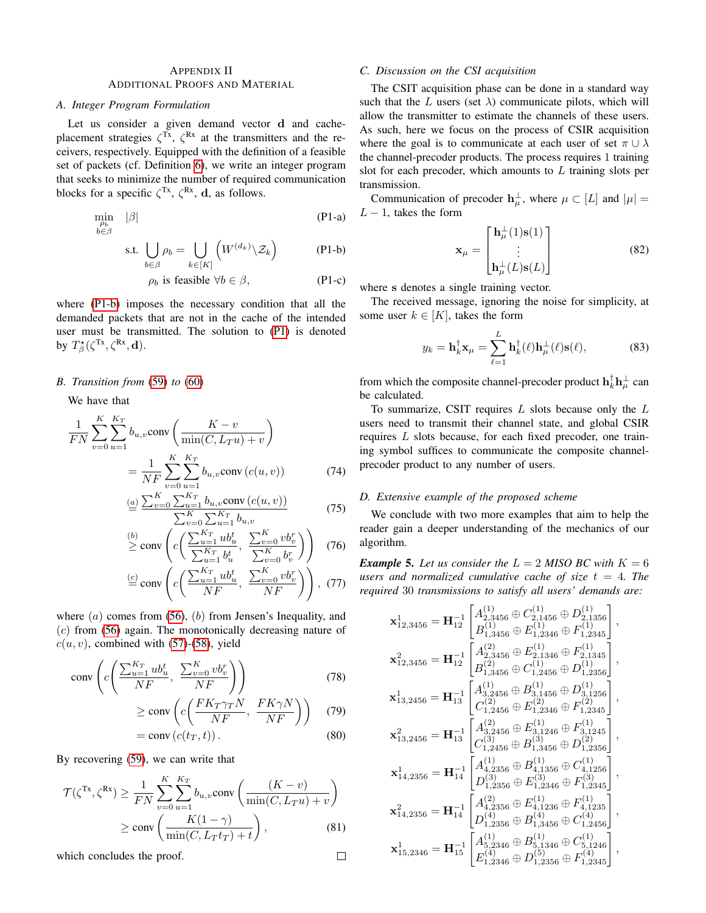## Appendix II
## Additional Proofs and Material

### A. Integer Program Formulation

Let us consider a given demand vector $\mathbf{d}$ and cache-placement strategies $\zeta^{\text{Tx}}$, $\zeta^{\text{Rx}}$ at the transmitters and the receivers, respectively. Equipped with the definition of a feasible set of packets (cf. Definition 6), we write an integer program that seeks to minimize the number of required communication blocks for a specific $\zeta^{\text{Tx}}$, $\zeta^{\text{Rx}}$, $\mathbf{d}$, as follows.

$$\min_{\substack{\rho_b \\ b\in\beta}} \quad |\beta| \tag{P1-a}$$

$$\text{s.t.} \bigcup_{b\in\beta} \rho_b = \bigcup_{k\in[K]} \left(W^{(d_k)} \backslash \mathcal{Z}_k\right) \tag{P1-b}$$

$$\rho_b \text{ is feasible } \forall b \in \beta, \tag{P1-c}$$

where (P1-b) imposes the necessary condition that all the demanded packets that are not in the cache of the intended user must be transmitted. The solution to (P1) is denoted by $T^\star_\beta(\zeta^{\text{Tx}}, \zeta^{\text{Rx}}, \mathbf{d})$.

### B. Transition from (59) to (60)

We have that

$$\frac{1}{FN}\sum_{v=0}^{K}\sum_{u=1}^{K_T} b_{u,v}\text{conv}\left(\frac{K-v}{\min(C, L_T u)+v}\right)$$

$$= \frac{1}{NF}\sum_{v=0}^{K}\sum_{u=1}^{K_T} b_{u,v}\text{conv}\left(c(u,v)\right) \tag{74}$$

$$\stackrel{(a)}{=} \frac{\sum_{v=0}^{K}\sum_{u=1}^{K_T} b_{u,v}\text{conv}\left(c(u,v)\right)}{\sum_{v=0}^{K}\sum_{u=1}^{K_T} b_{u,v}} \tag{75}$$

$$\stackrel{(b)}{\geq} \text{conv}\left(c\left(\frac{\sum_{u=1}^{K_T} u b_u^t}{\sum_{u=1}^{K_T} b_u^t}, \frac{\sum_{v=0}^{K} v b_v^r}{\sum_{v=0}^{K} b_v^r}\right)\right) \tag{76}$$

$$\stackrel{(c)}{=} \text{conv}\left(c\left(\frac{\sum_{u=1}^{K_T} u b_u^t}{NF}, \frac{\sum_{v=0}^{K} v b_v^r}{NF}\right)\right), \tag{77}$$

where $(a)$ comes from (56), $(b)$ from Jensen's Inequality, and $(c)$ from (56) again. The monotonically decreasing nature of $c(u,v)$, combined with (57)-(58), yield

$$\text{conv}\left(c\left(\frac{\sum_{u=1}^{K_T} u b_u^t}{NF}, \frac{\sum_{v=0}^{K} v b_v^r}{NF}\right)\right) \tag{78}$$

$$\geq \text{conv}\left(c\left(\frac{FK_T\gamma_T N}{NF}, \frac{FK\gamma N}{NF}\right)\right) \tag{79}$$

$$= \text{conv}\left(c(t_T, t)\right). \tag{80}$$

By recovering (59), we can write that

$$\mathcal{T}(\zeta^{\text{Tx}}, \zeta^{\text{Rx}}) \geq \frac{1}{FN}\sum_{v=0}^{K}\sum_{u=1}^{K_T} b_{u,v}\text{conv}\left(\frac{(K-v)}{\min(C, L_T u)+v}\right)$$

$$\geq \text{conv}\left(\frac{K(1-\gamma)}{\min(C, L_T t_T)+t}\right), \tag{81}$$

which concludes the proof. □

### C. Discussion on the CSI acquisition

The CSIT acquisition phase can be done in a standard way such that the $L$ users (set $\lambda$) communicate pilots, which will allow the transmitter to estimate the channels of these users. As such, here we focus on the process of CSIR acquisition where the goal is to communicate at each user of set $\pi \cup \lambda$ the channel-precoder products. The process requires 1 training slot for each precoder, which amounts to $L$ training slots per transmission.

Communication of precoder $\mathbf{h}_\mu^\perp$, where $\mu \subset [L]$ and $|\mu| = L-1$, takes the form

$$\mathbf{x}_\mu = \begin{bmatrix} \mathbf{h}_\mu^\perp(1)\mathbf{s}(1) \\ \vdots \\ \mathbf{h}_\mu^\perp(L)\mathbf{s}(L) \end{bmatrix} \tag{82}$$

where $\mathbf{s}$ denotes a single training vector.

The received message, ignoring the noise for simplicity, at some user $k \in [K]$, takes the form

$$y_k = \mathbf{h}_k^\dagger \mathbf{x}_\mu = \sum_{\ell=1}^{L} \mathbf{h}_k^\dagger(\ell)\mathbf{h}_\mu^\perp(\ell)\mathbf{s}(\ell), \tag{83}$$

from which the composite channel-precoder product $\mathbf{h}_k^\dagger \mathbf{h}_\mu^\perp$ can be calculated.

To summarize, CSIT requires $L$ slots because only the $L$ users need to transmit their channel state, and global CSIR requires $L$ slots because, for each fixed precoder, one training symbol suffices to communicate the composite channel-precoder product to any number of users.

### D. Extensive example of the proposed scheme

We conclude with two more examples that aim to help the reader gain a deeper understanding of the mechanics of our algorithm.

***Example 5.*** *Let us consider the $L = 2$ MISO BC with $K = 6$ users and normalized cumulative cache of size $t = 4$. The required 30 transmissions to satisfy all users' demands are:*

$$\mathbf{x}^1_{12,3456} = \mathbf{H}^{-1}_{12}\begin{bmatrix} A^{(1)}_{2,3456} \oplus C^{(1)}_{2,1456} \oplus D^{(1)}_{2,1356} \\ B^{(1)}_{1,3456} \oplus E^{(1)}_{1,2346} \oplus F^{(1)}_{1,2345} \end{bmatrix},$$

$$\mathbf{x}^2_{12,3456} = \mathbf{H}^{-1}_{12}\begin{bmatrix} A^{(2)}_{2,3456} \oplus E^{(1)}_{2,1346} \oplus F^{(1)}_{2,1345} \\ B^{(2)}_{1,3456} \oplus C^{(1)}_{1,2456} \oplus D^{(1)}_{1,2356} \end{bmatrix},$$

$$\mathbf{x}^1_{13,2456} = \mathbf{H}^{-1}_{13}\begin{bmatrix} A^{(1)}_{3,2456} \oplus B^{(1)}_{3,1456} \oplus D^{(1)}_{3,1256} \\ C^{(2)}_{1,2456} \oplus E^{(2)}_{1,2346} \oplus F^{(2)}_{1,2345} \end{bmatrix},$$

$$\mathbf{x}^2_{13,2456} = \mathbf{H}^{-1}_{13}\begin{bmatrix} A^{(2)}_{3,2456} \oplus E^{(1)}_{3,1246} \oplus F^{(1)}_{3,1245} \\ C^{(3)}_{1,2456} \oplus B^{(3)}_{1,3456} \oplus D^{(2)}_{1,2356} \end{bmatrix},$$

$$\mathbf{x}^1_{14,2356} = \mathbf{H}^{-1}_{14}\begin{bmatrix} A^{(1)}_{4,2356} \oplus B^{(1)}_{4,1356} \oplus C^{(1)}_{4,1256} \\ D^{(3)}_{1,2356} \oplus E^{(3)}_{1,2346} \oplus F^{(3)}_{1,2345} \end{bmatrix},$$

$$\mathbf{x}^2_{14,2356} = \mathbf{H}^{-1}_{14}\begin{bmatrix} A^{(2)}_{4,2356} \oplus E^{(1)}_{4,1236} \oplus F^{(1)}_{4,1235} \\ D^{(4)}_{1,2356} \oplus B^{(4)}_{1,3456} \oplus C^{(4)}_{1,2456} \end{bmatrix},$$

$$\mathbf{x}^1_{15,2346} = \mathbf{H}^{-1}_{15}\begin{bmatrix} A^{(1)}_{5,2346} \oplus B^{(1)}_{5,1346} \oplus C^{(1)}_{5,1246} \\ E^{(4)}_{1,2346} \oplus D^{(5)}_{1,2356} \oplus F^{(4)}_{1,2345} \end{bmatrix},$$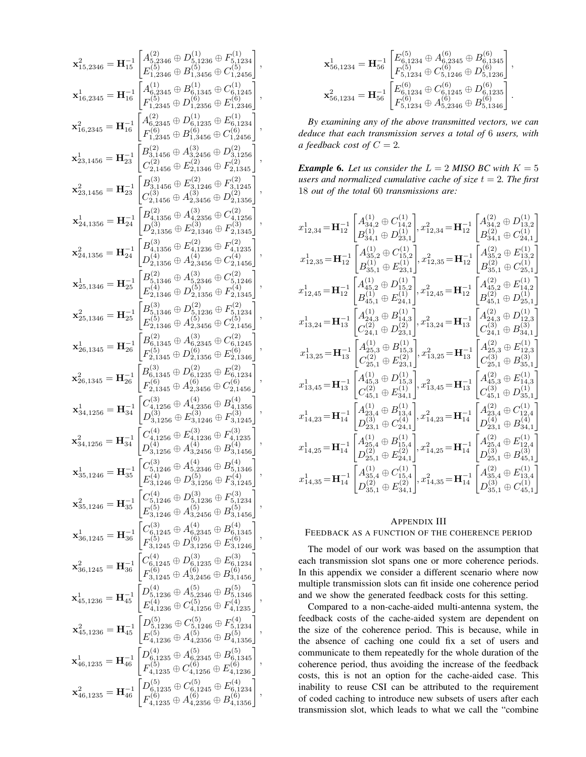$$\mathbf{x}^2_{15,2346} = \mathbf{H}^{-1}_{15} \begin{bmatrix} A^{(2)}_{5,2346} \oplus D^{(1)}_{5,1236} \oplus F^{(1)}_{5,1234} \\ E^{(5)}_{1,2346} \oplus B^{(5)}_{1,3456} \oplus C^{(5)}_{1,2456} \end{bmatrix},$$

$$\mathbf{x}^1_{16,2345} = \mathbf{H}^{-1}_{16} \begin{bmatrix} A^{(1)}_{6,2345} \oplus B^{(1)}_{6,1345} \oplus C^{(1)}_{6,1245} \\ F^{(5)}_{1,2345} \oplus D^{(6)}_{1,2356} \oplus E^{(6)}_{1,2346} \end{bmatrix},$$

$$\mathbf{x}^2_{16,2345} = \mathbf{H}^{-1}_{16} \begin{bmatrix} A^{(2)}_{6,2345} \oplus D^{(1)}_{6,1235} \oplus E^{(1)}_{6,1234} \\ F^{(6)}_{1,2345} \oplus B^{(6)}_{1,3456} \oplus C^{(6)}_{1,2456} \end{bmatrix},$$

$$\mathbf{x}^1_{23,1456} = \mathbf{H}^{-1}_{23} \begin{bmatrix} B^{(2)}_{3,1456} \oplus A^{(3)}_{3,2456} \oplus D^{(2)}_{3,1256} \\ C^{(2)}_{2,1456} \oplus E^{(2)}_{2,1346} \oplus F^{(2)}_{2,1345} \end{bmatrix},$$

$$\mathbf{x}^2_{23,1456} = \mathbf{H}^{-1}_{23} \begin{bmatrix} B^{(3)}_{3,1456} \oplus E^{(2)}_{3,1246} \oplus F^{(2)}_{3,1245} \\ C^{(3)}_{2,1456} \oplus A^{(3)}_{2,3456} \oplus D^{(2)}_{2,1356} \end{bmatrix},$$

$$\mathbf{x}^1_{24,1356} = \mathbf{H}^{-1}_{24} \begin{bmatrix} B^{(2)}_{4,1356} \oplus A^{(3)}_{4,2356} \oplus C^{(2)}_{4,1256} \\ D^{(3)}_{2,1356} \oplus E^{(3)}_{2,1346} \oplus F^{(3)}_{2,1345} \end{bmatrix},$$

$$\mathbf{x}^2_{24,1356} = \mathbf{H}^{-1}_{24} \begin{bmatrix} B^{(3)}_{4,1356} \oplus E^{(2)}_{4,1236} \oplus F^{(2)}_{4,1235} \\ D^{(4)}_{2,1356} \oplus A^{(4)}_{2,3456} \oplus C^{(4)}_{2,1456} \end{bmatrix},$$

$$\mathbf{x}^1_{25,1346} = \mathbf{H}^{-1}_{25} \begin{bmatrix} B^{(2)}_{5,1346} \oplus A^{(3)}_{5,2346} \oplus C^{(2)}_{5,1246} \\ E^{(4)}_{2,1346} \oplus D^{(5)}_{2,1356} \oplus F^{(4)}_{2,1345} \end{bmatrix},$$

$$\mathbf{x}^2_{25,1346} = \mathbf{H}^{-1}_{25} \begin{bmatrix} B^{(3)}_{5,1346} \oplus D^{(2)}_{5,1236} \oplus F^{(2)}_{5,1234} \\ E^{(5)}_{2,1346} \oplus A^{(5)}_{2,3456} \oplus C^{(5)}_{2,1456} \end{bmatrix},$$

$$\mathbf{x}^1_{26,1345} = \mathbf{H}^{-1}_{26} \begin{bmatrix} B^{(2)}_{6,1345} \oplus A^{(3)}_{6,2345} \oplus C^{(2)}_{6,1245} \\ F^{(5)}_{2,1345} \oplus D^{(6)}_{2,1356} \oplus E^{(6)}_{2,1346} \end{bmatrix},$$

$$\mathbf{x}^2_{26,1345} = \mathbf{H}^{-1}_{26} \begin{bmatrix} B^{(3)}_{6,1345} \oplus D^{(2)}_{6,1235} \oplus E^{(2)}_{6,1234} \\ F^{(6)}_{2,1345} \oplus A^{(6)}_{2,3456} \oplus C^{(6)}_{2,1456} \end{bmatrix},$$

$$\mathbf{x}^1_{34,1256} = \mathbf{H}^{-1}_{34} \begin{bmatrix} C^{(3)}_{4,1256} \oplus A^{(4)}_{4,2356} \oplus B^{(4)}_{4,1356} \\ D^{(3)}_{3,1256} \oplus E^{(3)}_{3,1246} \oplus F^{(3)}_{3,1245} \end{bmatrix},$$

$$\mathbf{x}^2_{34,1256} = \mathbf{H}^{-1}_{34} \begin{bmatrix} C^{(4)}_{4,1256} \oplus E^{(3)}_{4,1236} \oplus F^{(3)}_{4,1235} \\ D^{(4)}_{3,1256} \oplus A^{(4)}_{3,2456} \oplus B^{(4)}_{3,1456} \end{bmatrix},$$

$$\mathbf{x}^1_{35,1246} = \mathbf{H}^{-1}_{35} \begin{bmatrix} C^{(3)}_{5,1246} \oplus A^{(4)}_{5,2346} \oplus B^{(4)}_{5,1346} \\ E^{(4)}_{3,1246} \oplus D^{(5)}_{3,1256} \oplus F^{(4)}_{3,1245} \end{bmatrix},$$

$$\mathbf{x}^2_{35,1246} = \mathbf{H}^{-1}_{35} \begin{bmatrix} C^{(4)}_{5,1246} \oplus D^{(3)}_{5,1236} \oplus F^{(3)}_{5,1234} \\ E^{(5)}_{3,1246} \oplus A^{(5)}_{3,2456} \oplus B^{(5)}_{3,1456} \end{bmatrix},$$

$$\mathbf{x}^1_{36,1245} = \mathbf{H}^{-1}_{36} \begin{bmatrix} C^{(3)}_{6,1245} \oplus A^{(4)}_{6,2345} \oplus B^{(4)}_{6,1345} \\ F^{(5)}_{3,1245} \oplus D^{(6)}_{3,1256} \oplus E^{(6)}_{3,1246} \end{bmatrix},$$

$$\mathbf{x}^2_{36,1245} = \mathbf{H}^{-1}_{36} \begin{bmatrix} C^{(4)}_{6,1245} \oplus D^{(3)}_{6,1235} \oplus E^{(3)}_{6,1234} \\ F^{(6)}_{3,1245} \oplus A^{(6)}_{3,2456} \oplus B^{(6)}_{3,1456} \end{bmatrix},$$

$$\mathbf{x}^1_{45,1236} = \mathbf{H}^{-1}_{45} \begin{bmatrix} D^{(4)}_{5,1236} \oplus A^{(5)}_{5,2346} \oplus B^{(5)}_{5,1346} \\ E^{(4)}_{4,1236} \oplus C^{(5)}_{4,1256} \oplus F^{(4)}_{4,1235} \end{bmatrix},$$

$$\mathbf{x}^2_{45,1236} = \mathbf{H}^{-1}_{45} \begin{bmatrix} D^{(5)}_{5,1236} \oplus C^{(5)}_{5,1246} \oplus F^{(4)}_{5,1234} \\ E^{(5)}_{4,1236} \oplus A^{(5)}_{4,2356} \oplus B^{(5)}_{4,1356} \end{bmatrix},$$

$$\mathbf{x}^1_{46,1235} = \mathbf{H}^{-1}_{46} \begin{bmatrix} D^{(4)}_{6,1235} \oplus A^{(5)}_{6,2345} \oplus B^{(5)}_{6,1345} \\ F^{(5)}_{4,1235} \oplus C^{(6)}_{4,1256} \oplus E^{(6)}_{4,1236} \end{bmatrix},$$

$$\mathbf{x}^2_{46,1235} = \mathbf{H}^{-1}_{46} \begin{bmatrix} D^{(5)}_{6,1235} \oplus C^{(5)}_{6,1245} \oplus E^{(4)}_{6,1234} \\ F^{(6)}_{4,1235} \oplus A^{(6)}_{4,2356} \oplus B^{(6)}_{4,1356} \end{bmatrix},$$

$$\mathbf{x}^1_{56,1234} = \mathbf{H}^{-1}_{56} \begin{bmatrix} E^{(5)}_{6,1234} \oplus A^{(6)}_{6,2345} \oplus B^{(6)}_{6,1345} \\ F^{(5)}_{5,1234} \oplus C^{(6)}_{5,1246} \oplus D^{(6)}_{5,1236} \end{bmatrix},$$

$$\mathbf{x}^2_{56,1234} = \mathbf{H}^{-1}_{56} \begin{bmatrix} E^{(6)}_{6,1234} \oplus C^{(6)}_{6,1245} \oplus D^{(6)}_{6,1235} \\ F^{(6)}_{5,1234} \oplus A^{(6)}_{5,2346} \oplus B^{(6)}_{5,1346} \end{bmatrix}.$$

*By examining any of the above transmitted vectors, we can deduce that each transmission serves a total of 6 users, with a feedback cost of $C = 2$.*

***Example 6.*** *Let us consider the $L = 2$ MISO BC with $K = 5$ users and normalized cumulative cache of size $t = 2$. The first 18 out of the total 60 transmissions are:*

$$x^1_{12,34} = \mathbf{H}^{-1}_{12} \begin{bmatrix} A^{(1)}_{34,2} \oplus C^{(1)}_{14,2} \\ B^{(1)}_{34,1} \oplus D^{(1)}_{23,1} \end{bmatrix}, x^2_{12,34} = \mathbf{H}^{-1}_{12} \begin{bmatrix} A^{(2)}_{34,2} \oplus D^{(1)}_{13,2} \\ B^{(2)}_{34,1} \oplus C^{(1)}_{24,1} \end{bmatrix}$$

$$x^1_{12,35} = \mathbf{H}^{-1}_{12} \begin{bmatrix} A^{(1)}_{35,2} \oplus C^{(1)}_{15,2} \\ B^{(1)}_{35,1} \oplus E^{(1)}_{23,1} \end{bmatrix}, x^2_{12,35} = \mathbf{H}^{-1}_{12} \begin{bmatrix} A^{(2)}_{35,2} \oplus E^{(1)}_{13,2} \\ B^{(2)}_{35,1} \oplus C^{(1)}_{25,1} \end{bmatrix}$$

$$x^1_{12,45} = \mathbf{H}^{-1}_{12} \begin{bmatrix} A^{(1)}_{45,2} \oplus D^{(1)}_{15,2} \\ B^{(1)}_{45,1} \oplus E^{(1)}_{24,1} \end{bmatrix}, x^2_{12,45} = \mathbf{H}^{-1}_{12} \begin{bmatrix} A^{(2)}_{45,2} \oplus E^{(1)}_{14,2} \\ B^{(2)}_{45,1} \oplus D^{(1)}_{25,1} \end{bmatrix}$$

$$x^1_{13,24} = \mathbf{H}^{-1}_{13} \begin{bmatrix} A^{(1)}_{24,3} \oplus B^{(1)}_{14,3} \\ C^{(2)}_{24,1} \oplus D^{(2)}_{23,1} \end{bmatrix}, x^2_{13,24} = \mathbf{H}^{-1}_{13} \begin{bmatrix} A^{(2)}_{24,3} \oplus D^{(1)}_{12,3} \\ C^{(3)}_{24,1} \oplus B^{(3)}_{34,1} \end{bmatrix}$$

$$x^1_{13,25} = \mathbf{H}^{-1}_{13} \begin{bmatrix} A^{(1)}_{25,3} \oplus B^{(1)}_{15,3} \\ C^{(2)}_{25,1} \oplus E^{(2)}_{23,1} \end{bmatrix}, x^2_{13,25} = \mathbf{H}^{-1}_{13} \begin{bmatrix} A^{(2)}_{25,3} \oplus E^{(1)}_{12,3} \\ C^{(3)}_{25,1} \oplus B^{(3)}_{35,1} \end{bmatrix}$$

$$x^1_{13,45} = \mathbf{H}^{-1}_{13} \begin{bmatrix} A^{(1)}_{45,3} \oplus D^{(1)}_{15,3} \\ C^{(2)}_{45,1} \oplus E^{(1)}_{34,1} \end{bmatrix}, x^2_{13,45} = \mathbf{H}^{-1}_{13} \begin{bmatrix} A^{(2)}_{45,3} \oplus E^{(1)}_{14,3} \\ C^{(3)}_{45,1} \oplus D^{(1)}_{35,1} \end{bmatrix}$$

$$x^1_{14,23} = \mathbf{H}^{-1}_{14} \begin{bmatrix} A^{(1)}_{23,4} \oplus B^{(1)}_{13,4} \\ D^{(3)}_{23,1} \oplus C^{(4)}_{24,1} \end{bmatrix}, x^2_{14,23} = \mathbf{H}^{-1}_{14} \begin{bmatrix} A^{(2)}_{23,4} \oplus C^{(1)}_{12,4} \\ D^{(4)}_{23,1} \oplus B^{(4)}_{34,1} \end{bmatrix}$$

$$x^1_{14,25} = \mathbf{H}^{-1}_{14} \begin{bmatrix} A^{(1)}_{25,4} \oplus B^{(1)}_{15,4} \\ D^{(2)}_{25,1} \oplus E^{(2)}_{24,1} \end{bmatrix}, x^2_{14,25} = \mathbf{H}^{-1}_{14} \begin{bmatrix} A^{(2)}_{25,4} \oplus E^{(1)}_{12,4} \\ D^{(3)}_{25,1} \oplus B^{(3)}_{45,1} \end{bmatrix}$$

$$x^1_{14,35} = \mathbf{H}^{-1}_{14} \begin{bmatrix} A^{(1)}_{35,4} \oplus C^{(1)}_{15,4} \\ D^{(2)}_{35,1} \oplus E^{(2)}_{34,1} \end{bmatrix}, x^2_{14,35} = \mathbf{H}^{-1}_{14} \begin{bmatrix} A^{(2)}_{35,4} \oplus E^{(1)}_{13,4} \\ D^{(3)}_{35,1} \oplus C^{(1)}_{45,1} \end{bmatrix}$$

## APPENDIX III
## FEEDBACK AS A FUNCTION OF THE COHERENCE PERIOD

The model of our work was based on the assumption that each transmission slot spans one or more coherence periods. In this appendix we consider a different scenario where now multiple transmission slots can fit inside one coherence period and we show the generated feedback costs for this setting.

Compared to a non-cache-aided multi-antenna system, the feedback costs of the cache-aided system are dependent on the size of the coherence period. This is because, while in the absence of caching one could fix a set of users and communicate to them repeatedly for the whole duration of the coherence period, thus avoiding the increase of the feedback costs, this is not an option for the cache-aided case. This inability to reuse CSI can be attributed to the requirement of coded caching to introduce new subsets of users after each transmission slot, which leads to what we call the "combine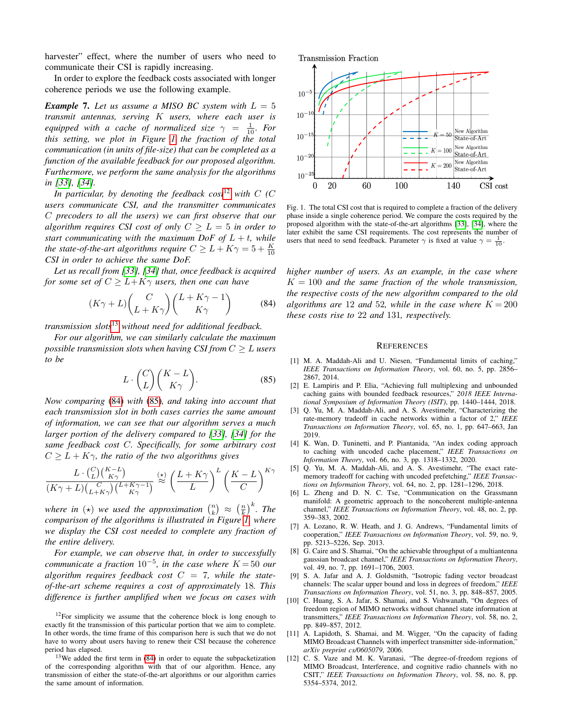harvester” effect, where the number of users who need to communicate their CSI is rapidly increasing.

In order to explore the feedback costs associated with longer coherence periods we use the following example.

***Example 7.*** *Let us assume a MISO BC system with $L = 5$ transmit antennas, serving $K$ users, where each user is equipped with a cache of normalized size $\gamma = \frac{1}{10}$. For this setting, we plot in Figure 1 the fraction of the total communication (in units of file-size) that can be completed as a function of the available feedback for our proposed algorithm. Furthermore, we perform the same analysis for the algorithms in [33], [34].*

*In particular, by denoting the feedback cost*[12] *with $C$ ($C$ users communicate CSI, and the transmitter communicates $C$ precoders to all the users) we can first observe that our algorithm requires CSI cost of only $C \geq L = 5$ in order to start communicating with the maximum DoF of $L + t$, while the state-of-the-art algorithms require $C \geq L + K\gamma = 5 + \frac{K}{10}$ CSI in order to achieve the same DoF.*

*Let us recall from [33], [34] that, once feedback is acquired for some set of $C \geq L+K\gamma$ users, then one can have*

$$(K\gamma + L)\binom{C}{L+K\gamma}\binom{L+K\gamma-1}{K\gamma} \tag{84}$$

*transmission slots*[13] *without need for additional feedback.*

*For our algorithm, we can similarly calculate the maximum possible transmission slots when having CSI from $C \geq L$ users to be*

$$L \cdot \binom{C}{L}\binom{K-L}{K\gamma}. \tag{85}$$

*Now comparing (84) with (85), and taking into account that each transmission slot in both cases carries the same amount of information, we can see that our algorithm serves a much larger portion of the delivery compared to [33], [34] for the same feedback cost $C$. Specifically, for some arbitrary cost $C \geq L + K\gamma$, the ratio of the two algorithms gives*

$$\frac{L \cdot \binom{C}{L}\binom{K-L}{K\gamma}}{(K\gamma + L)\binom{C}{L+K\gamma}\binom{L+K\gamma-1}{K\gamma}} \overset{(\star)}{\approx} \left(\frac{L+K\gamma}{L}\right)^{L}\left(\frac{K-L}{C}\right)^{K\gamma}$$

*where in $(\star)$ we used the approximation $\binom{n}{k} \approx \left(\frac{n}{k}\right)^k$. The comparison of the algorithms is illustrated in Figure 1, where we display the CSI cost needed to complete any fraction of the entire delivery.*

*For example, we can observe that, in order to successfully communicate a fraction $10^{-5}$, in the case where $K = 50$ our algorithm requires feedback cost $C = 7$, while the state-of-the-art scheme requires a cost of approximately 18. This difference is further amplified when we focus on cases with higher number of users. As an example, in the case where $K = 100$ and the same fraction of the whole transmission, the respective costs of the new algorithm compared to the old algorithms are 12 and 52, while in the case where $K = 200$ these costs rise to 22 and 131, respectively.*

[12] For simplicity we assume that the coherence block is long enough to exactly fit the transmission of this particular portion that we aim to complete. In other words, the time frame of this comparison here is such that we do not have to worry about users having to renew their CSI because the coherence period has elapsed.

[13] We added the first term in (84) in order to equate the subpacketization of the corresponding algorithm with that of our algorithm. Hence, any transmission of either the state-of-the-art algorithms or our algorithm carries the same amount of information.

Fig. 1. The total CSI cost that is required to complete a fraction of the delivery phase inside a single coherence period. We compare the costs required by the proposed algorithm with the state-of-the-art algorithms [33], [34], where the later exhibit the same CSI requirements. The cost represents the number of users that need to send feedback. Parameter $\gamma$ is fixed at value $\gamma = \frac{1}{10}$.

## References

[1] M. A. Maddah-Ali and U. Niesen, “Fundamental limits of caching,” *IEEE Transactions on Information Theory*, vol. 60, no. 5, pp. 2856–2867, 2014.

[2] E. Lampiris and P. Elia, “Achieving full multiplexing and unbounded caching gains with bounded feedback resources,” *2018 IEEE International Symposium of Information Theory (ISIT)*, pp. 1440–1444, 2018.

[3] Q. Yu, M. A. Maddah-Ali, and A. S. Avestimehr, “Characterizing the rate-memory tradeoff in cache networks within a factor of 2,” *IEEE Transactions on Information Theory*, vol. 65, no. 1, pp. 647–663, Jan 2019.

[4] K. Wan, D. Tuninetti, and P. Piantanida, “An index coding approach to caching with uncoded cache placement,” *IEEE Transactions on Information Theory*, vol. 66, no. 3, pp. 1318–1332, 2020.

[5] Q. Yu, M. A. Maddah-Ali, and A. S. Avestimehr, “The exact rate-memory tradeoff for caching with uncoded prefetching,” *IEEE Transactions on Information Theory*, vol. 64, no. 2, pp. 1281–1296, 2018.

[6] L. Zheng and D. N. C. Tse, “Communication on the Grassmann manifold: A geometric approach to the noncoherent multiple-antenna channel,” *IEEE Transactions on Information Theory*, vol. 48, no. 2, pp. 359–383, 2002.

[7] A. Lozano, R. W. Heath, and J. G. Andrews, “Fundamental limits of cooperation,” *IEEE Transactions on Information Theory*, vol. 59, no. 9, pp. 5213–5226, Sep. 2013.

[8] G. Caire and S. Shamai, “On the achievable throughput of a multiantenna gaussian broadcast channel,” *IEEE Transactions on Information Theory*, vol. 49, no. 7, pp. 1691–1706, 2003.

[9] S. A. Jafar and A. J. Goldsmith, “Isotropic fading vector broadcast channels: The scalar upper bound and loss in degrees of freedom,” *IEEE Transactions on Information Theory*, vol. 51, no. 3, pp. 848–857, 2005.

[10] C. Huang, S. A. Jafar, S. Shamai, and S. Vishwanath, “On degrees of freedom region of MIMO networks without channel state information at transmitters,” *IEEE Transactions on Information Theory*, vol. 58, no. 2, pp. 849–857, 2012.

[11] A. Lapidoth, S. Shamai, and M. Wigger, “On the capacity of fading MIMO broadcast channels with imperfect transmitter side-information,” *arXiv preprint cs/0605079*, 2006.

[12] C. S. Vaze and M. K. Varanasi, “The degree-of-freedom regions of MIMO Broadcast, Interference, and cognitive radio channels with no CSIT,” *IEEE Transactions on Information Theory*, vol. 58, no. 8, pp. 5354–5374, 2012.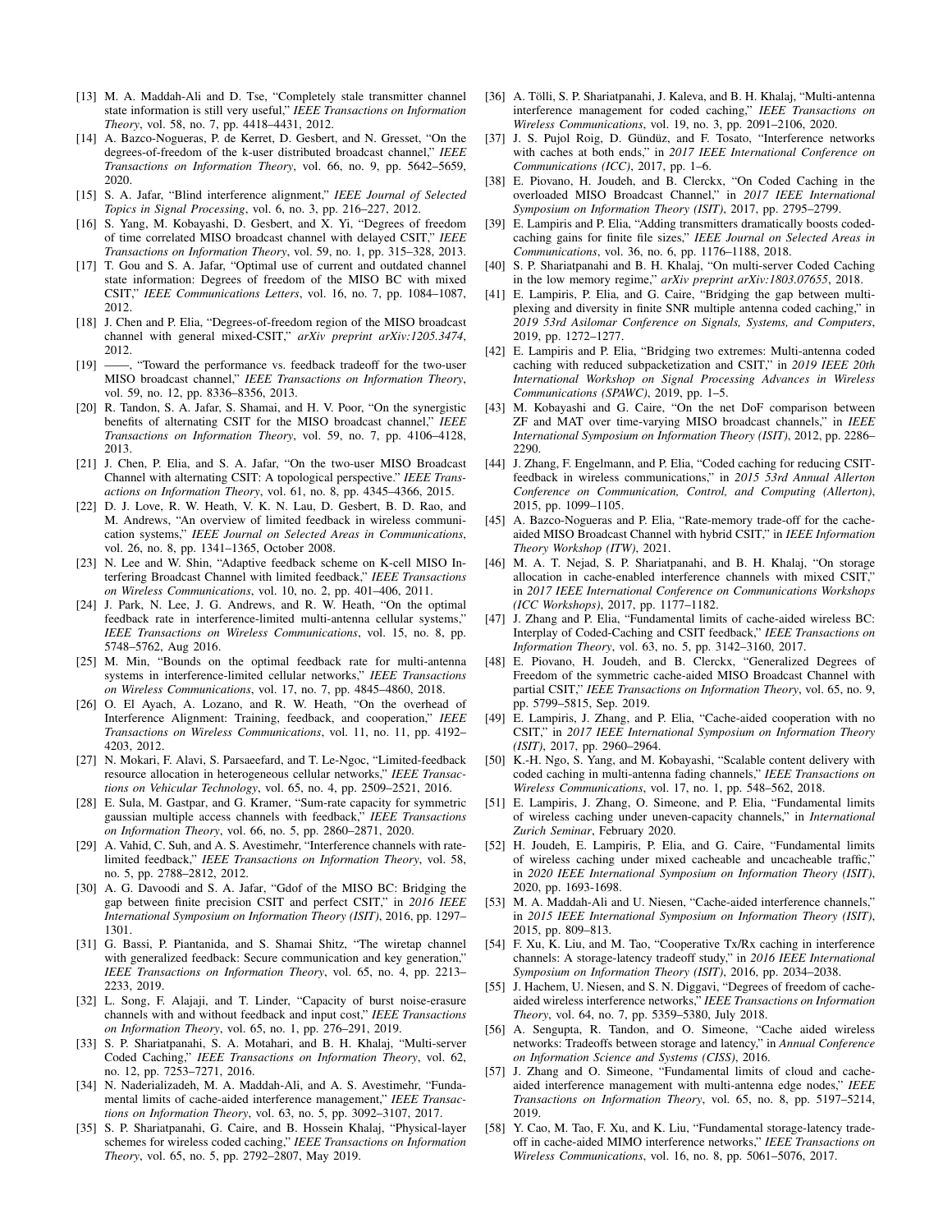[13] M. A. Maddah-Ali and D. Tse, "Completely stale transmitter channel state information is still very useful," *IEEE Transactions on Information Theory*, vol. 58, no. 7, pp. 4418–4431, 2012.

[14] A. Bazco-Nogueras, P. de Kerret, D. Gesbert, and N. Gresset, "On the degrees-of-freedom of the k-user distributed broadcast channel," *IEEE Transactions on Information Theory*, vol. 66, no. 9, pp. 5642–5659, 2020.

[15] S. A. Jafar, "Blind interference alignment," *IEEE Journal of Selected Topics in Signal Processing*, vol. 6, no. 3, pp. 216–227, 2012.

[16] S. Yang, M. Kobayashi, D. Gesbert, and X. Yi, "Degrees of freedom of time correlated MISO broadcast channel with delayed CSIT," *IEEE Transactions on Information Theory*, vol. 59, no. 1, pp. 315–328, 2013.

[17] T. Gou and S. A. Jafar, "Optimal use of current and outdated channel state information: Degrees of freedom of the MISO BC with mixed CSIT," *IEEE Communications Letters*, vol. 16, no. 7, pp. 1084–1087, 2012.

[18] J. Chen and P. Elia, "Degrees-of-freedom region of the MISO broadcast channel with general mixed-CSIT," *arXiv preprint arXiv:1205.3474*, 2012.

[19] ——, "Toward the performance vs. feedback tradeoff for the two-user MISO broadcast channel," *IEEE Transactions on Information Theory*, vol. 59, no. 12, pp. 8336–8356, 2013.

[20] R. Tandon, S. A. Jafar, S. Shamai, and H. V. Poor, "On the synergistic benefits of alternating CSIT for the MISO broadcast channel," *IEEE Transactions on Information Theory*, vol. 59, no. 7, pp. 4106–4128, 2013.

[21] J. Chen, P. Elia, and S. A. Jafar, "On the two-user MISO Broadcast Channel with alternating CSIT: A topological perspective." *IEEE Transactions on Information Theory*, vol. 61, no. 8, pp. 4345–4366, 2015.

[22] D. J. Love, R. W. Heath, V. K. N. Lau, D. Gesbert, B. D. Rao, and M. Andrews, "An overview of limited feedback in wireless communication systems," *IEEE Journal on Selected Areas in Communications*, vol. 26, no. 8, pp. 1341–1365, October 2008.

[23] N. Lee and W. Shin, "Adaptive feedback scheme on K-cell MISO Interfering Broadcast Channel with limited feedback," *IEEE Transactions on Wireless Communications*, vol. 10, no. 2, pp. 401–406, 2011.

[24] J. Park, N. Lee, J. G. Andrews, and R. W. Heath, "On the optimal feedback rate in interference-limited multi-antenna cellular systems," *IEEE Transactions on Wireless Communications*, vol. 15, no. 8, pp. 5748–5762, Aug 2016.

[25] M. Min, "Bounds on the optimal feedback rate for multi-antenna systems in interference-limited cellular networks," *IEEE Transactions on Wireless Communications*, vol. 17, no. 7, pp. 4845–4860, 2018.

[26] O. El Ayach, A. Lozano, and R. W. Heath, "On the overhead of Interference Alignment: Training, feedback, and cooperation," *IEEE Transactions on Wireless Communications*, vol. 11, no. 11, pp. 4192–4203, 2012.

[27] N. Mokari, F. Alavi, S. Parsaeefard, and T. Le-Ngoc, "Limited-feedback resource allocation in heterogeneous cellular networks," *IEEE Transactions on Vehicular Technology*, vol. 65, no. 4, pp. 2509–2521, 2016.

[28] E. Sula, M. Gastpar, and G. Kramer, "Sum-rate capacity for symmetric gaussian multiple access channels with feedback," *IEEE Transactions on Information Theory*, vol. 66, no. 5, pp. 2860–2871, 2020.

[29] A. Vahid, C. Suh, and A. S. Avestimehr, "Interference channels with rate-limited feedback," *IEEE Transactions on Information Theory*, vol. 58, no. 5, pp. 2788–2812, 2012.

[30] A. G. Davoodi and S. A. Jafar, "Gdof of the MISO BC: Bridging the gap between finite precision CSIT and perfect CSIT," in *2016 IEEE International Symposium on Information Theory (ISIT)*, 2016, pp. 1297–1301.

[31] G. Bassi, P. Piantanida, and S. Shamai Shitz, "The wiretap channel with generalized feedback: Secure communication and key generation," *IEEE Transactions on Information Theory*, vol. 65, no. 4, pp. 2213–2233, 2019.

[32] L. Song, F. Alajaji, and T. Linder, "Capacity of burst noise-erasure channels with and without feedback and input cost," *IEEE Transactions on Information Theory*, vol. 65, no. 1, pp. 276–291, 2019.

[33] S. P. Shariatpanahi, S. A. Motahari, and B. H. Khalaj, "Multi-server Coded Caching," *IEEE Transactions on Information Theory*, vol. 62, no. 12, pp. 7253–7271, 2016.

[34] N. Naderializadeh, M. A. Maddah-Ali, and A. S. Avestimehr, "Fundamental limits of cache-aided interference management," *IEEE Transactions on Information Theory*, vol. 63, no. 5, pp. 3092–3107, 2017.

[35] S. P. Shariatpanahi, G. Caire, and B. Hossein Khalaj, "Physical-layer schemes for wireless coded caching," *IEEE Transactions on Information Theory*, vol. 65, no. 5, pp. 2792–2807, May 2019.

[36] A. Tölli, S. P. Shariatpanahi, J. Kaleva, and B. H. Khalaj, "Multi-antenna interference management for coded caching," *IEEE Transactions on Wireless Communications*, vol. 19, no. 3, pp. 2091–2106, 2020.

[37] J. S. Pujol Roig, D. Gündüz, and F. Tosato, "Interference networks with caches at both ends," in *2017 IEEE International Conference on Communications (ICC)*, 2017, pp. 1–6.

[38] E. Piovano, H. Joudeh, and B. Clerckx, "On Coded Caching in the overloaded MISO Broadcast Channel," in *2017 IEEE International Symposium on Information Theory (ISIT)*, 2017, pp. 2795–2799.

[39] E. Lampiris and P. Elia, "Adding transmitters dramatically boosts coded-caching gains for finite file sizes," *IEEE Journal on Selected Areas in Communications*, vol. 36, no. 6, pp. 1176–1188, 2018.

[40] S. P. Shariatpanahi and B. H. Khalaj, "On multi-server Coded Caching in the low memory regime," *arXiv preprint arXiv:1803.07655*, 2018.

[41] E. Lampiris, P. Elia, and G. Caire, "Bridging the gap between multiplexing and diversity in finite SNR multiple antenna coded caching," in *2019 53rd Asilomar Conference on Signals, Systems, and Computers*, 2019, pp. 1272–1277.

[42] E. Lampiris and P. Elia, "Bridging two extremes: Multi-antenna coded caching with reduced subpacketization and CSIT," in *2019 IEEE 20th International Workshop on Signal Processing Advances in Wireless Communications (SPAWC)*, 2019, pp. 1–5.

[43] M. Kobayashi and G. Caire, "On the net DoF comparison between ZF and MAT over time-varying MISO broadcast channels," in *IEEE International Symposium on Information Theory (ISIT)*, 2012, pp. 2286–2290.

[44] J. Zhang, F. Engelmann, and P. Elia, "Coded caching for reducing CSIT-feedback in wireless communications," in *2015 53rd Annual Allerton Conference on Communication, Control, and Computing (Allerton)*, 2015, pp. 1099–1105.

[45] A. Bazco-Nogueras and P. Elia, "Rate-memory trade-off for the cache-aided MISO Broadcast Channel with hybrid CSIT," in *IEEE Information Theory Workshop (ITW)*, 2021.

[46] M. A. T. Nejad, S. P. Shariatpanahi, and B. H. Khalaj, "On storage allocation in cache-enabled interference channels with mixed CSIT," in *2017 IEEE International Conference on Communications Workshops (ICC Workshops)*, 2017, pp. 1177–1182.

[47] J. Zhang and P. Elia, "Fundamental limits of cache-aided wireless BC: Interplay of Coded-Caching and CSIT feedback," *IEEE Transactions on Information Theory*, vol. 63, no. 5, pp. 3142–3160, 2017.

[48] E. Piovano, H. Joudeh, and B. Clerckx, "Generalized Degrees of Freedom of the symmetric cache-aided MISO Broadcast Channel with partial CSIT," *IEEE Transactions on Information Theory*, vol. 65, no. 9, pp. 5799–5815, Sep. 2019.

[49] E. Lampiris, J. Zhang, and P. Elia, "Cache-aided cooperation with no CSIT," in *2017 IEEE International Symposium on Information Theory (ISIT)*, 2017, pp. 2960–2964.

[50] K.-H. Ngo, S. Yang, and M. Kobayashi, "Scalable content delivery with coded caching in multi-antenna fading channels," *IEEE Transactions on Wireless Communications*, vol. 17, no. 1, pp. 548–562, 2018.

[51] E. Lampiris, J. Zhang, O. Simeone, and P. Elia, "Fundamental limits of wireless caching under uneven-capacity channels," in *International Zurich Seminar*, February 2020.

[52] H. Joudeh, E. Lampiris, P. Elia, and G. Caire, "Fundamental limits of wireless caching under mixed cacheable and uncacheable traffic," in *2020 IEEE International Symposium on Information Theory (ISIT)*, 2020, pp. 1693-1698.

[53] M. A. Maddah-Ali and U. Niesen, "Cache-aided interference channels," in *2015 IEEE International Symposium on Information Theory (ISIT)*, 2015, pp. 809–813.

[54] F. Xu, K. Liu, and M. Tao, "Cooperative Tx/Rx caching in interference channels: A storage-latency tradeoff study," in *2016 IEEE International Symposium on Information Theory (ISIT)*, 2016, pp. 2034–2038.

[55] J. Hachem, U. Niesen, and S. N. Diggavi, "Degrees of freedom of cache-aided wireless interference networks," *IEEE Transactions on Information Theory*, vol. 64, no. 7, pp. 5359–5380, July 2018.

[56] A. Sengupta, R. Tandon, and O. Simeone, "Cache aided wireless networks: Tradeoffs between storage and latency," in *Annual Conference on Information Science and Systems (CISS)*, 2016.

[57] J. Zhang and O. Simeone, "Fundamental limits of cloud and cache-aided interference management with multi-antenna edge nodes," *IEEE Transactions on Information Theory*, vol. 65, no. 8, pp. 5197–5214, 2019.

[58] Y. Cao, M. Tao, F. Xu, and K. Liu, "Fundamental storage-latency tradeoff in cache-aided MIMO interference networks," *IEEE Transactions on Wireless Communications*, vol. 16, no. 8, pp. 5061–5076, 2017.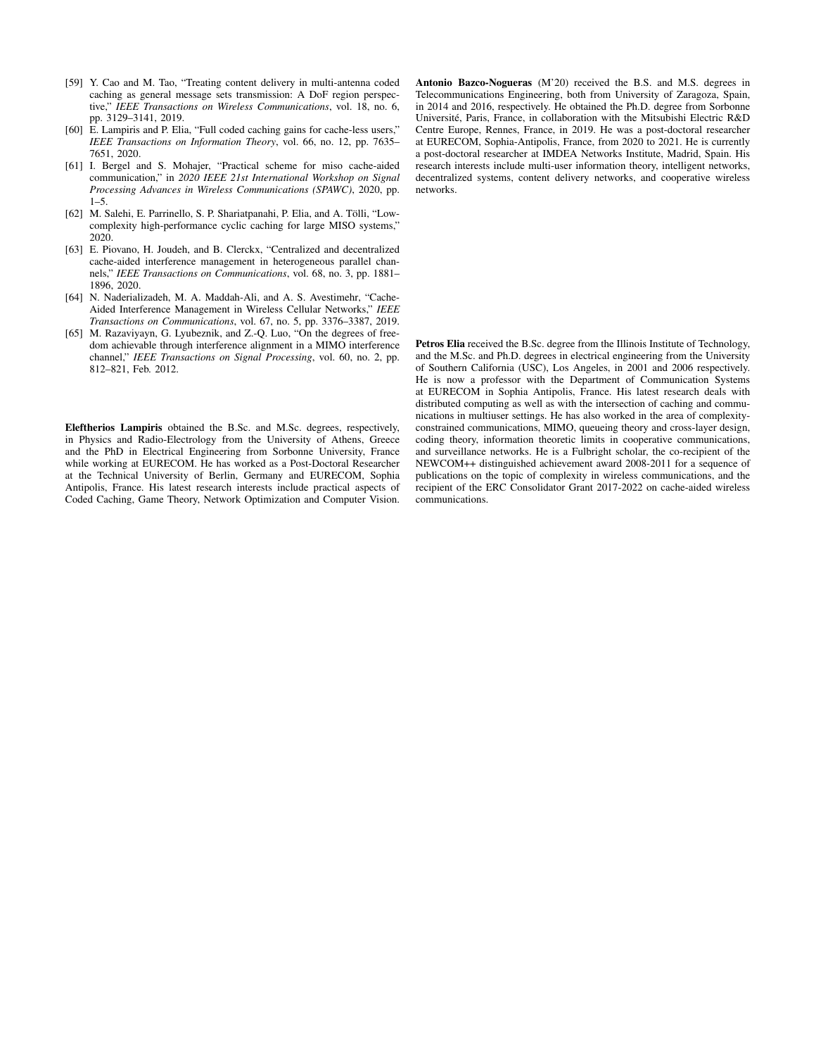[59] Y. Cao and M. Tao, "Treating content delivery in multi-antenna coded caching as general message sets transmission: A DoF region perspective," *IEEE Transactions on Wireless Communications*, vol. 18, no. 6, pp. 3129–3141, 2019.

[60] E. Lampiris and P. Elia, "Full coded caching gains for cache-less users," *IEEE Transactions on Information Theory*, vol. 66, no. 12, pp. 7635–7651, 2020.

[61] I. Bergel and S. Mohajer, "Practical scheme for miso cache-aided communication," in *2020 IEEE 21st International Workshop on Signal Processing Advances in Wireless Communications (SPAWC)*, 2020, pp. 1–5.

[62] M. Salehi, E. Parrinello, S. P. Shariatpanahi, P. Elia, and A. Tölli, "Low-complexity high-performance cyclic caching for large MISO systems," 2020.

[63] E. Piovano, H. Joudeh, and B. Clerckx, "Centralized and decentralized cache-aided interference management in heterogeneous parallel channels," *IEEE Transactions on Communications*, vol. 68, no. 3, pp. 1881–1896, 2020.

[64] N. Naderializadeh, M. A. Maddah-Ali, and A. S. Avestimehr, "Cache-Aided Interference Management in Wireless Cellular Networks," *IEEE Transactions on Communications*, vol. 67, no. 5, pp. 3376–3387, 2019.

[65] M. Razaviyayn, G. Lyubeznik, and Z.-Q. Luo, "On the degrees of freedom achievable through interference alignment in a MIMO interference channel," *IEEE Transactions on Signal Processing*, vol. 60, no. 2, pp. 812–821, Feb. 2012.

**Eleftherios Lampiris** obtained the B.Sc. and M.Sc. degrees, respectively, in Physics and Radio-Electrology from the University of Athens, Greece and the PhD in Electrical Engineering from Sorbonne University, France while working at EURECOM. He has worked as a Post-Doctoral Researcher at the Technical University of Berlin, Germany and EURECOM, Sophia Antipolis, France. His latest research interests include practical aspects of Coded Caching, Game Theory, Network Optimization and Computer Vision.

**Antonio Bazco-Nogueras** (M'20) received the B.S. and M.S. degrees in Telecommunications Engineering, both from University of Zaragoza, Spain, in 2014 and 2016, respectively. He obtained the Ph.D. degree from Sorbonne Université, Paris, France, in collaboration with the Mitsubishi Electric R&D Centre Europe, Rennes, France, in 2019. He was a post-doctoral researcher at EURECOM, Sophia-Antipolis, France, from 2020 to 2021. He is currently a post-doctoral researcher at IMDEA Networks Institute, Madrid, Spain. His research interests include multi-user information theory, intelligent networks, decentralized systems, content delivery networks, and cooperative wireless networks.

**Petros Elia** received the B.Sc. degree from the Illinois Institute of Technology, and the M.Sc. and Ph.D. degrees in electrical engineering from the University of Southern California (USC), Los Angeles, in 2001 and 2006 respectively. He is now a professor with the Department of Communication Systems at EURECOM in Sophia Antipolis, France. His latest research deals with distributed computing as well as with the intersection of caching and communications in multiuser settings. He has also worked in the area of complexity-constrained communications, MIMO, queueing theory and cross-layer design, coding theory, information theoretic limits in cooperative communications, and surveillance networks. He is a Fulbright scholar, the co-recipient of the NEWCOM++ distinguished achievement award 2008-2011 for a sequence of publications on the topic of complexity in wireless communications, and the recipient of the ERC Consolidator Grant 2017-2022 on cache-aided wireless communications.